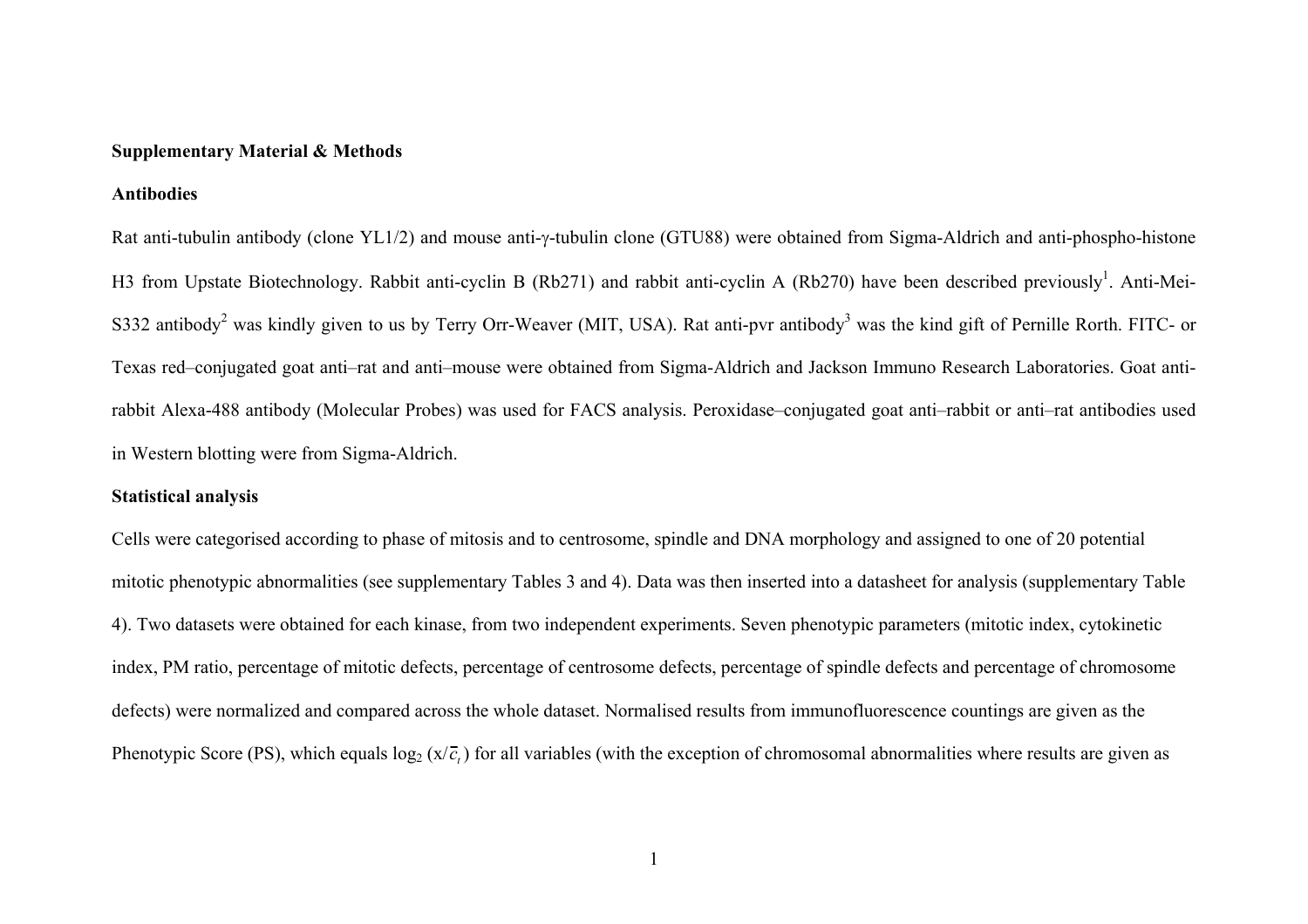**Supplementary Material & Methods**

**Antibodies**

Rat anti-tubulin antibody (clone YL1/2) and mouse anti-γ-tubulin clone (GTU88) were obtained from Sigma-Aldrich and anti-phospho-histone H3 from Upstate Biotechnology. Rabbit anti-cyclin B (Rb271) and rabbit anti-cyclin A (Rb270) have been described previously[1]. Anti-Mei-S332 antibody[2] was kindly given to us by Terry Orr-Weaver (MIT, USA). Rat anti-pvr antibody[3] was the kind gift of Pernille Rorth. FITC- or Texas red–conjugated goat anti–rat and anti–mouse were obtained from Sigma-Aldrich and Jackson Immuno Research Laboratories. Goat anti-rabbit Alexa-488 antibody (Molecular Probes) was used for FACS analysis. Peroxidase–conjugated goat anti–rabbit or anti–rat antibodies used in Western blotting were from Sigma-Aldrich.

**Statistical analysis**

Cells were categorised according to phase of mitosis and to centrosome, spindle and DNA morphology and assigned to one of 20 potential mitotic phenotypic abnormalities (see supplementary Tables 3 and 4). Data was then inserted into a datasheet for analysis (supplementary Table 4). Two datasets were obtained for each kinase, from two independent experiments. Seven phenotypic parameters (mitotic index, cytokinetic index, PM ratio, percentage of mitotic defects, percentage of centrosome defects, percentage of spindle defects and percentage of chromosome defects) were normalized and compared across the whole dataset. Normalised results from immunofluorescence countings are given as the Phenotypic Score (PS), which equals $\log_2 (x/\overline{c}_t)$ for all variables (with the exception of chromosomal abnormalities where results are given as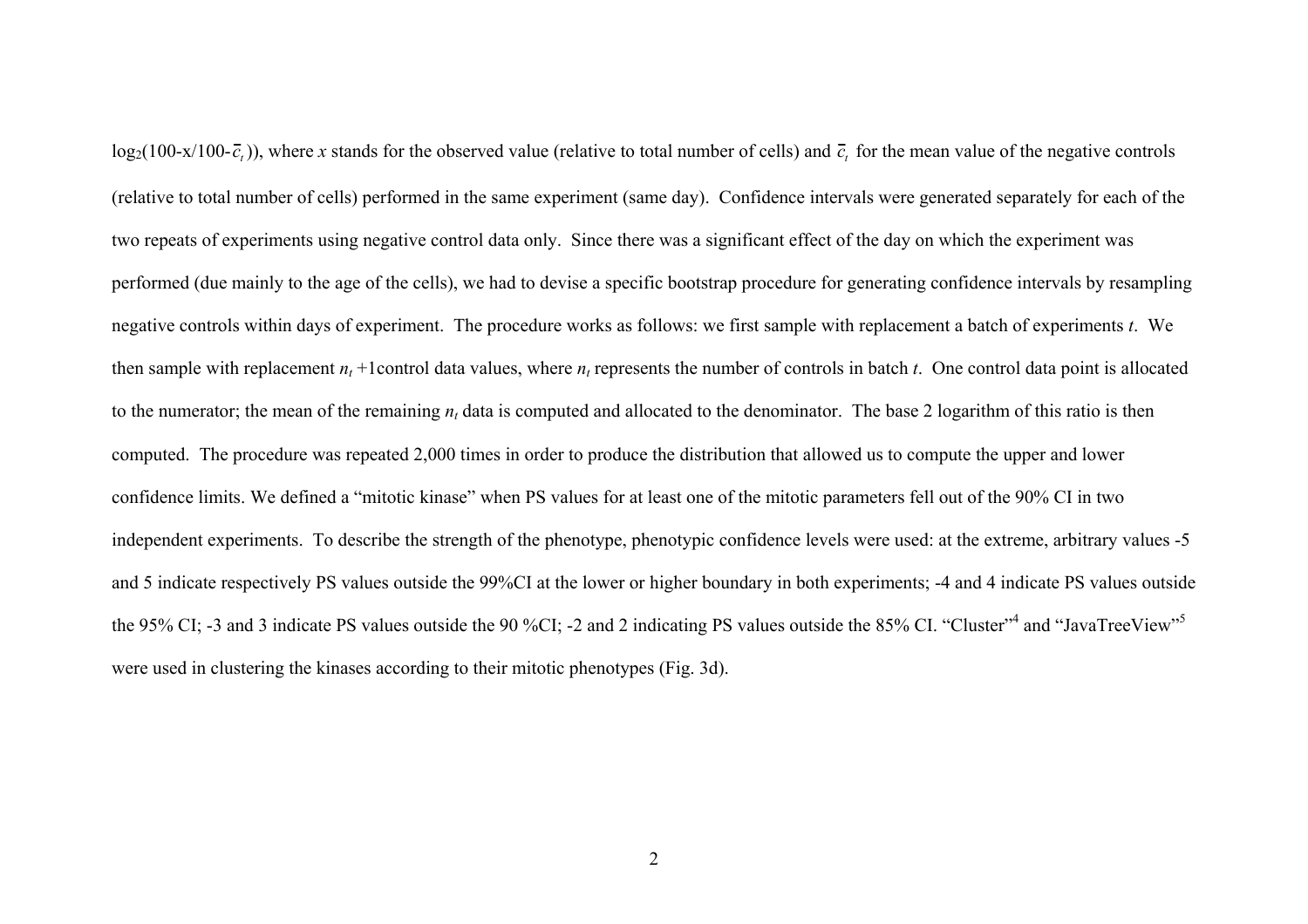$\log_2(100\text{-}x/100\text{-}\bar{c}_t)$), where $x$ stands for the observed value (relative to total number of cells) and $\bar{c}_t$ for the mean value of the negative controls (relative to total number of cells) performed in the same experiment (same day). Confidence intervals were generated separately for each of the two repeats of experiments using negative control data only. Since there was a significant effect of the day on which the experiment was performed (due mainly to the age of the cells), we had to devise a specific bootstrap procedure for generating confidence intervals by resampling negative controls within days of experiment. The procedure works as follows: we first sample with replacement a batch of experiments $t$. We then sample with replacement $n_t$ +1control data values, where $n_t$ represents the number of controls in batch $t$. One control data point is allocated to the numerator; the mean of the remaining $n_t$ data is computed and allocated to the denominator. The base 2 logarithm of this ratio is then computed. The procedure was repeated 2,000 times in order to produce the distribution that allowed us to compute the upper and lower confidence limits. We defined a "mitotic kinase" when PS values for at least one of the mitotic parameters fell out of the 90% CI in two independent experiments. To describe the strength of the phenotype, phenotypic confidence levels were used: at the extreme, arbitrary values -5 and 5 indicate respectively PS values outside the 99%CI at the lower or higher boundary in both experiments; -4 and 4 indicate PS values outside the 95% CI; -3 and 3 indicate PS values outside the 90 %CI; -2 and 2 indicating PS values outside the 85% CI. "Cluster"[4] and "JavaTreeView"[5] were used in clustering the kinases according to their mitotic phenotypes (Fig. 3d).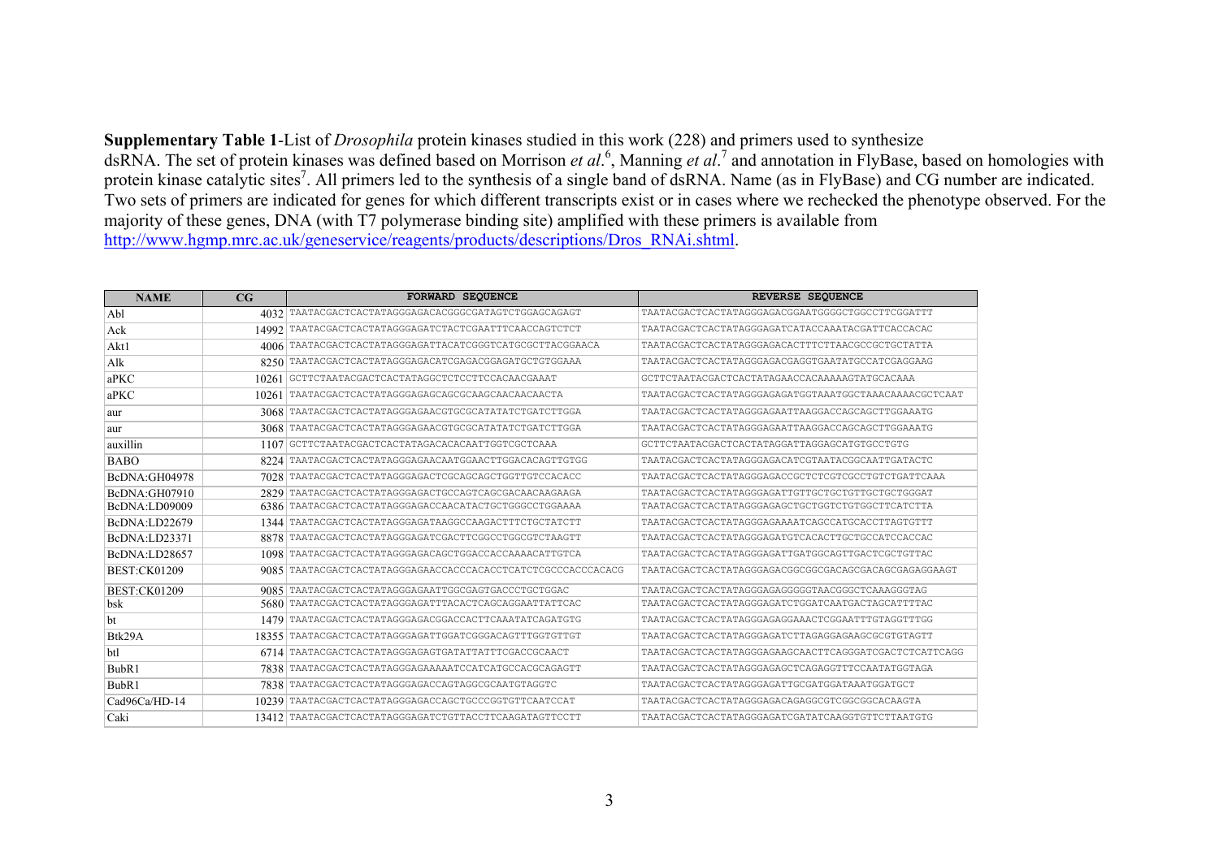**Supplementary Table 1**-List of *Drosophila* protein kinases studied in this work (228) and primers used to synthesize dsRNA. The set of protein kinases was defined based on Morrison *et al*.[6], Manning *et al*.[7] and annotation in FlyBase, based on homologies with protein kinase catalytic sites[7]. All primers led to the synthesis of a single band of dsRNA. Name (as in FlyBase) and CG number are indicated. Two sets of primers are indicated for genes for which different transcripts exist or in cases where we rechecked the phenotype observed. For the majority of these genes, DNA (with T7 polymerase binding site) amplified with these primers is available from http://www.hgmp.mrc.ac.uk/geneservice/reagents/products/descriptions/Dros_RNAi.shtml.

| NAME | CG | FORWARD SEQUENCE | REVERSE SEQUENCE |
|---|---|---|---|
| Abl | 4032 | TAATACGACTCACTATAGGGAGACACGGGCGATAGTCTGGAGCAGAGT | TAATACGACTCACTATAGGGAGACGGAATGGGGCTGGCCTTCGGATTT |
| Ack | 14992 | TAATACGACTCACTATAGGGAGATCTACTCGAATTTCAACCAGTCTCT | TAATACGACTCACTATAGGGAGATCATACCAAATACGATTCACCACAC |
| Akt1 | 4006 | TAATACGACTCACTATAGGGAGATTACATCGGGTCATGCGCTTACGGAACA | TAATACGACTCACTATAGGGAGACACTTTCTTAACGCCGCTGCTATTA |
| Alk | 8250 | TAATACGACTCACTATAGGGAGACATCGAGACGGAGATGCTGTGGAAA | TAATACGACTCACTATAGGGAGACGAGGTGAATATGCCATCGAGGAAG |
| aPKC | 10261 | GCTTCTAATACGACTCACTATAGGCTCTCCTTCCACAACGAAAT | GCTTCTAATACGACTCACTATAGAACCACAAAAAGTATGCACAAA |
| aPKC | 10261 | TAATACGACTCACTATAGGGAGAGCAGCGCAAGCAACAACAACTA | TAATACGACTCACTATAGGGAGAGATGGTAAATGGCTAAACAAAACGCTCAAT |
| aur | 3068 | TAATACGACTCACTATAGGGAGAACGTGCGCATATATCTGATCTTGGA | TAATACGACTCACTATAGGGAGAATTAAGGACCAGCAGCTTGGAAATG |
| aur | 3068 | TAATACGACTCACTATAGGGAGAACGTGCGCATATATCTGATCTTGGA | TAATACGACTCACTATAGGGAGAATTAAGGACCAGCAGCTTGGAAATG |
| auxillin | 1107 | GCTTCTAATACGACTCACTATAGACACACAATTGGTCGCTCAAA | GCTTCTAATACGACTCACTATAGGATTAGGAGCATGTGCCTGTG |
| BABO | 8224 | TAATACGACTCACTATAGGGAGAACAATGGAACTTGGACACAGTTGTGG | TAATACGACTCACTATAGGGAGACATCGTAATACGGCAATTGATACTC |
| BcDNA:GH04978 | 7028 | TAATACGACTCACTATAGGGAGACTCGCAGCAGCTGGTTGTCCACACC | TAATACGACTCACTATAGGGAGACCGCTCTCGTCGCCTGTCTGATTCAAA |
| BcDNA:GH07910 | 2829 | TAATACGACTCACTATAGGGAGACTGCCAGTCAGCGACAACAAGAAGA | TAATACGACTCACTATAGGGAGATTGTTGCTGCTGTTGCTGCTGGGAT |
| BcDNA:LD09009 | 6386 | TAATACGACTCACTATAGGGAGACCAACATACTGCTGGGCCTGGAAAA | TAATACGACTCACTATAGGGAGAGCTGCTGGTCTGTGGCTTCATCTTA |
| BcDNA:LD22679 | 1344 | TAATACGACTCACTATAGGGAGATAAGGCCAAGACTTTCTGCTATCTT | TAATACGACTCACTATAGGGAGAAAATCAGCCATGCACCTTAGTGTTT |
| BcDNA:LD23371 | 8878 | TAATACGACTCACTATAGGGAGATCGACTTCGGCCTGGCGTCTAAGTT | TAATACGACTCACTATAGGGAGATGTCACACTTGCTGCCATCCACCAC |
| BcDNA:LD28657 | 1098 | TAATACGACTCACTATAGGGAGACAGCTGGACCACCAAAACATTGTCA | TAATACGACTCACTATAGGGAGATTGATGGCAGTTGACTCGCTGTTAC |
| BEST:CK01209 | 9085 | TAATACGACTCACTATAGGGAGAACCACCCACACCTCATCTCGCCCACCCACACG | TAATACGACTCACTATAGGGAGACGGCGGCGACAGCGACAGCGAGAGGAAGT |
| BEST:CK01209 | 9085 | TAATACGACTCACTATAGGGAGAATTGGCGAGTGACCCTGCTGGAC | TAATACGACTCACTATAGGGAGAGGGGGTAACGGGCTCAAAGGGTAG |
| bsk | 5680 | TAATACGACTCACTATAGGGAGATTTACACTCAGCAGGAATTATTCAC | TAATACGACTCACTATAGGGAGATCTGGATCAATGACTAGCATTTTAC |
| bt | 1479 | TAATACGACTCACTATAGGGAGACGGACCACTTCAAATATCAGATGTG | TAATACGACTCACTATAGGGAGAGGAAACTCGGAATTTGTAGGTTTGG |
| Btk29A | 18355 | TAATACGACTCACTATAGGGAGATTGGATCGGGACAGTTTGGTGTTGT | TAATACGACTCACTATAGGGAGATCTTAGAGGAGAAGCGCGTGTAGTT |
| btl | 6714 | TAATACGACTCACTATAGGGAGAGTGATATTATTTCGACCGCAACT | TAATACGACTCACTATAGGGAGAAGCAACTTCAGGGATCGACTCTCATTCAGG |
| BubR1 | 7838 | TAATACGACTCACTATAGGGAGAAAAATCCATCATGCCACGCAGAGTT | TAATACGACTCACTATAGGGAGAGCTCAGAGGTTTCCAATATGGTAGA |
| BubR1 | 7838 | TAATACGACTCACTATAGGGAGACCAGTAGGCGCAATGTAGGTC | TAATACGACTCACTATAGGGAGATTGCGATGGATAAATGGATGCT |
| Cad96Ca/HD-14 | 10239 | TAATACGACTCACTATAGGGAGACCAGCTGCCCGGTGTTCAATCCAT | TAATACGACTCACTATAGGGAGACAGAGGCGTCGGCGGCACAAGTA |
| Caki | 13412 | TAATACGACTCACTATAGGGAGATCTGTTACCTTCAAGATAGTTCCTT | TAATACGACTCACTATAGGGAGATCGATATCAAGGTGTTCTTAATGTG |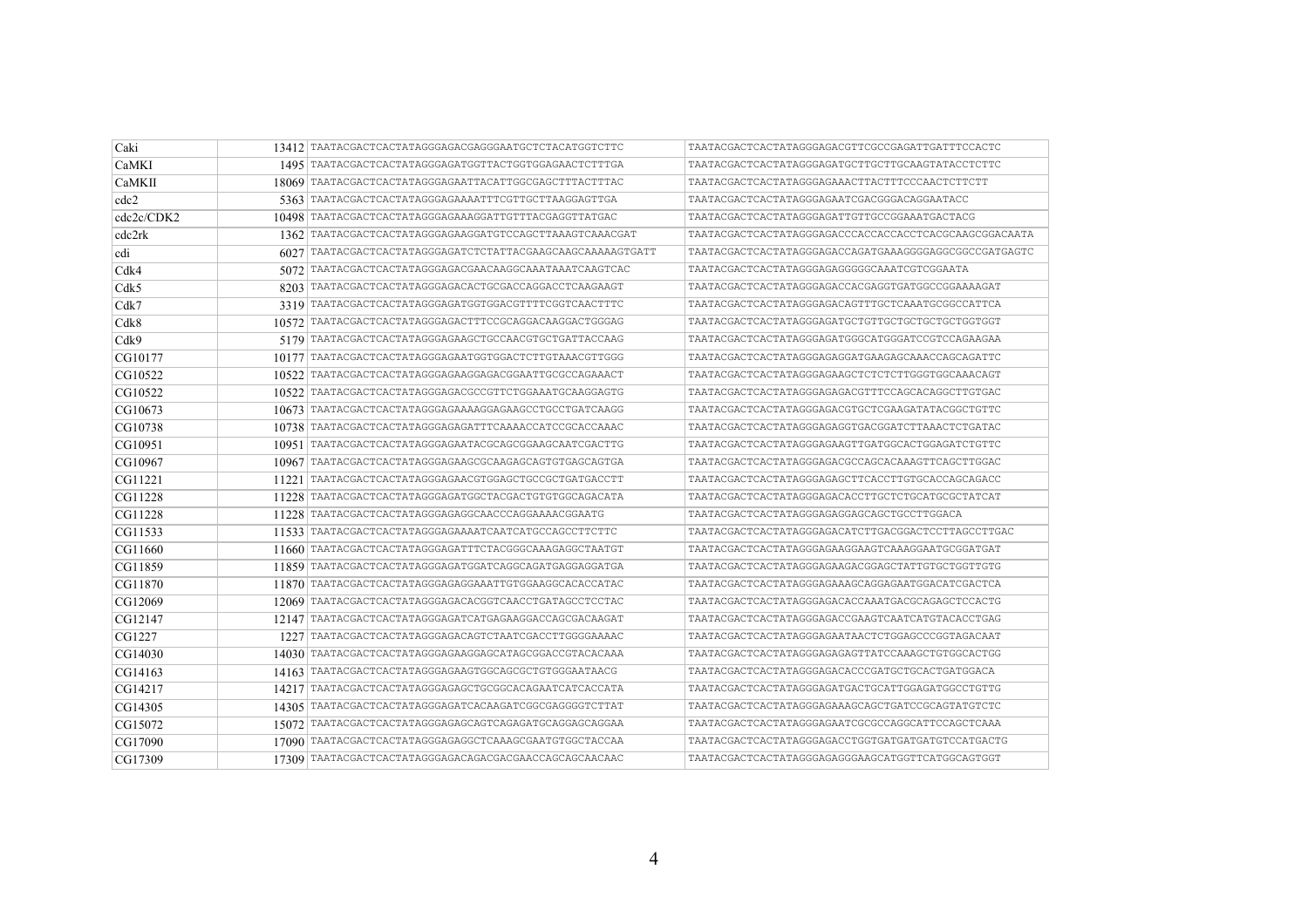| Caki | 13412 | TAATACGACTCACTATAGGGAGACGAGGGAATGCTCTACATGGTCTTC | TAATACGACTCACTATAGGGAGACGTTCGCCGAGATTGATTTCCACTC |
|---|---|---|---|
| CaMKI | 1495 | TAATACGACTCACTATAGGGAGATGGTTACTGGTGGAGAACTCTTTGA | TAATACGACTCACTATAGGGAGATGCTTGCTTGCAAGTATACCTCTTC |
| CaMKII | 18069 | TAATACGACTCACTATAGGGAGAATTACATTGGCGAGCTTTACTTTAC | TAATACGACTCACTATAGGGAGAAACTTACTTTCCCAACTCTTCTT |
| cdc2 | 5363 | TAATACGACTCACTATAGGGAGAAAATTTCGTTGCTTAAGGAGTTGA | TAATACGACTCACTATAGGGAGAATCGACGGGACAGGAATACC |
| cdc2c/CDK2 | 10498 | TAATACGACTCACTATAGGGAGAAAGGATTGTTTACGAGGTTATGAC | TAATACGACTCACTATAGGGAGATTGTTGCCGGAAATGACTACG |
| cdc2rk | 1362 | TAATACGACTCACTATAGGGAGAAGGATGTCCAGCTTAAAGTCAAACGAT | TAATACGACTCACTATAGGGAGACCCACCACCACCTCACGCAAGCGGACAATA |
| cdi | 6027 | TAATACGACTCACTATAGGGAGATCTCTATTACGAAGCAAGCAAAAAGTGATT | TAATACGACTCACTATAGGGAGACCAGATGAAAGGGGAGGCGGCCGATGAGTC |
| Cdk4 | 5072 | TAATACGACTCACTATAGGGAGACGAACAAGGCAAATAAATCAAGTCAC | TAATACGACTCACTATAGGGAGAGGGGGCAAATCGTCGGAATA |
| Cdk5 | 8203 | TAATACGACTCACTATAGGGAGACACTGCGACCAGGACCTCAAGAAGT | TAATACGACTCACTATAGGGAGACCACGAGGTGATGGCCGGAAAAGAT |
| Cdk7 | 3319 | TAATACGACTCACTATAGGGAGATGGTGGACGTTTTCGGTCAACTTTC | TAATACGACTCACTATAGGGAGACAGTTTGCTCAAATGCGGCCATTCA |
| Cdk8 | 10572 | TAATACGACTCACTATAGGGAGACTTTCCGCAGGACAAGGACTGGGAG | TAATACGACTCACTATAGGGAGATGCTGTTGCTGCTGCTGCTGGTGGT |
| Cdk9 | 5179 | TAATACGACTCACTATAGGGAGAAGCTGCCAACGTGCTGATTACCAAG | TAATACGACTCACTATAGGGAGATGGGCATGGGATCCGTCCAGAAGAA |
| CG10177 | 10177 | TAATACGACTCACTATAGGGAGAATGGTGGACTCTTGTAAACGTTGGG | TAATACGACTCACTATAGGGAGAGGATGAAGAGCAAACCAGCAGATTC |
| CG10522 | 10522 | TAATACGACTCACTATAGGGAGAAGGAGACGGAATTGCGCCAGAAACT | TAATACGACTCACTATAGGGAGAAGCTCTCTCTTGGGTGGCAAACAGT |
| CG10522 | 10522 | TAATACGACTCACTATAGGGAGACGCCGTTCTGGAAATGCAAGGAGTG | TAATACGACTCACTATAGGGAGAGACGTTTCCAGCACAGGCTTGTGAC |
| CG10673 | 10673 | TAATACGACTCACTATAGGGAGAAAAGGAGAAGCCTGCCTGATCAAGG | TAATACGACTCACTATAGGGAGACGTGCTCGAAGATATACGGCTGTTC |
| CG10738 | 10738 | TAATACGACTCACTATAGGGAGAGATTTCAAAACCATCCGCACCAAAC | TAATACGACTCACTATAGGGAGAGGTGACGGATCTTAAACTCTGATAC |
| CG10951 | 10951 | TAATACGACTCACTATAGGGAGAATACGCAGCGGAAGCAATCGACTTG | TAATACGACTCACTATAGGGAGAAGTTGATGGCACTGGAGATCTGTTC |
| CG10967 | 10967 | TAATACGACTCACTATAGGGAGAAGCGCAAGAGCAGTGTGAGCAGTGA | TAATACGACTCACTATAGGGAGACGCCAGCACAAAGTTCAGCTTGGAC |
| CG11221 | 11221 | TAATACGACTCACTATAGGGAGAACGTGGAGCTGCCGCTGATGACCTT | TAATACGACTCACTATAGGGAGAGCTTCACCTTGTGCACCAGCAGACC |
| CG11228 | 11228 | TAATACGACTCACTATAGGGAGATGGCTACGACTGTGTGGCAGACATA | TAATACGACTCACTATAGGGAGACACCTTGCTCTGCATGCGCTATCAT |
| CG11228 | 11228 | TAATACGACTCACTATAGGGAGAGGCAACCCAGGAAAACGGAATG | TAATACGACTCACTATAGGGAGAGGAGCAGCTGCCTTGGACA |
| CG11533 | 11533 | TAATACGACTCACTATAGGGAGAAAATCAATCATGCCAGCCTTCTTC | TAATACGACTCACTATAGGGAGACATCTTGACGGACTCCTTAGCCTTGAC |
| CG11660 | 11660 | TAATACGACTCACTATAGGGAGATTTCTACGGGCAAAGAGGCTAATGT | TAATACGACTCACTATAGGGAGAAGGAAGTCAAAGGAATGCGGATGAT |
| CG11859 | 11859 | TAATACGACTCACTATAGGGAGATGGATCAGGCAGATGAGGAGGATGA | TAATACGACTCACTATAGGGAGAAGACGGAGCTATTGTGCTGGTTGTG |
| CG11870 | 11870 | TAATACGACTCACTATAGGGAGAGGAAATTGTGGAAGGCACACCATAC | TAATACGACTCACTATAGGGAGAAAGCAGGAGAATGGACATCGACTCA |
| CG12069 | 12069 | TAATACGACTCACTATAGGGAGACACGGTCAACCTGATAGCCTCCTAC | TAATACGACTCACTATAGGGAGACACCAAATGACGCAGAGCTCCACTG |
| CG12147 | 12147 | TAATACGACTCACTATAGGGAGATCATGAGAGGACCAGCGACAAGAT | TAATACGACTCACTATAGGGAGACCGAAGTCAATCATGTACACCTGAG |
| CG1227 | 1227 | TAATACGACTCACTATAGGGAGACAGTCTAATCGACCTTGGGGAAAAC | TAATACGACTCACTATAGGGAGAATAACTCTGGAGCCCGGTAGACAAT |
| CG14030 | 14030 | TAATACGACTCACTATAGGGAGAAGGAGCATAGCGGACCGTACACAAA | TAATACGACTCACTATAGGGAGAGAGTTATCCAAAGCTGTGGCACTGG |
| CG14163 | 14163 | TAATACGACTCACTATAGGGAGAAGTGGCAGCGCTGTGGGAATAACG | TAATACGACTCACTATAGGGAGACACCCGATGCTGCACTGATGGACA |
| CG14217 | 14217 | TAATACGACTCACTATAGGGAGAGCTGCGGCACAGAATCATCACCATA | TAATACGACTCACTATAGGGAGATGACTGCATTGGAGATGGCCTGTTG |
| CG14305 | 14305 | TAATACGACTCACTATAGGGAGATCACAAGATCGGCGAGGGGTCTTAT | TAATACGACTCACTATAGGGAGAAAGCAGCTGATCCGCAGTATGTCTC |
| CG15072 | 15072 | TAATACGACTCACTATAGGGAGAGCAGTCAGAGATGCAGGAGCAGGAA | TAATACGACTCACTATAGGGAGAATCGCGCCAGGCATTCCAGCTCAAA |
| CG17090 | 17090 | TAATACGACTCACTATAGGGAGAGGCTCAAAGCGAATGTGGCTACCAA | TAATACGACTCACTATAGGGAGACCTGGTGATGATGATGTCCATGACTG |
| CG17309 | 17309 | TAATACGACTCACTATAGGGAGACAGACGACGAACCAGCAGCAACAAC | TAATACGACTCACTATAGGGAGAGGGAAGCATGGTTCATGGCAGTGGT |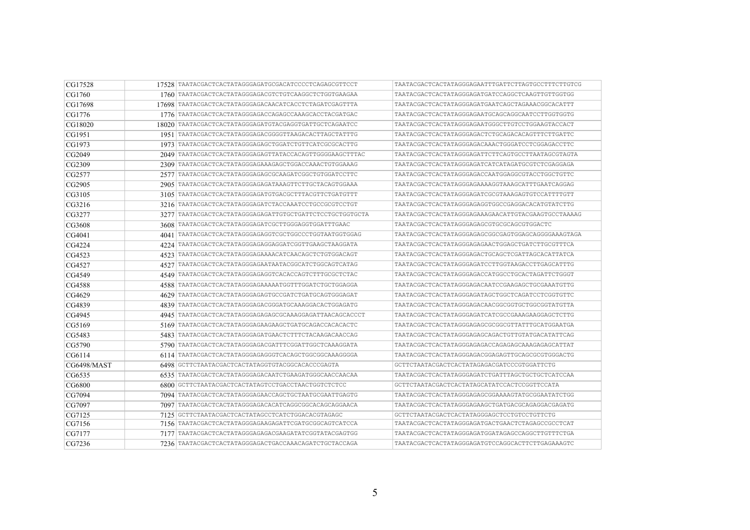| | | | |
|---|---|---|---|
| CG17528 | 17528 | TAATACGACTCACTATAGGGAGATGCGACATCCCCTCAGAGCGTTCCT | TAATACGACTCACTATAGGGAGAATTTGATTCTTAGTGCCTTTCTTGTCG |
| CG1760 | 1760 | TAATACGACTCACTATAGGGAGACGTCTGTCAAGGCTCTGGTGAAGAA | TAATACGACTCACTATAGGGAGATGATCCAGGCTCAAGTTGTTGGTGG |
| CG17698 | 17698 | TAATACGACTCACTATAGGGAGACAACATCACCTCTAGATCGAGTTTA | TAATACGACTCACTATAGGGAGATGAATCAGCTAGAAACGGCACATTT |
| CG1776 | 1776 | TAATACGACTCACTATAGGGAGACCAGAGCCAAAGCACCTACGATGAC | TAATACGACTCACTATAGGGAGAATGCAGCAGGCAATCCTTGGTGGTG |
| CG18020 | 18020 | TAATACGACTCACTATAGGGAGATGTACGAGGTGATTGCTCAGAATCC | TAATACGACTCACTATAGGGAGAATGGGCTTGTCCTGGAAGTACCACT |
| CG1951 | 1951 | TAATACGACTCACTATAGGGAGACGGGGTTAAGACACTTAGCTATTTG | TAATACGACTCACTATAGGGAGACTCTGCAGACACAGTTTCTTGATTC |
| CG1973 | 1973 | TAATACGACTCACTATAGGGAGAGCTGGATCTGTTCATCGCGCACTTG | TAATACGACTCACTATAGGGAGACAAACTGGGATCCTCGGAGACCTTC |
| CG2049 | 2049 | TAATACGACTCACTATAGGGAGAGTTATACCACAGTTGGGGAAGCTTTAC | TAATACGACTCACTATAGGGAGATTCTTCAGTGCCTTAATAGCGTAGTA |
| CG2309 | 2309 | TAATACGACTCACTATAGGGAGAAAGAGCTGGACCAAACTGTGGAAAG | TAATACGACTCACTATAGGGAGATCATCATAGATGCGTCTCGAGGAGA |
| CG2577 | 2577 | TAATACGACTCACTATAGGGAGAGCGCAAGATCGGCTGTGGATCCTTC | TAATACGACTCACTATAGGGAGACCAATGGAGGCGTACCTGGCTGTTC |
| CG2905 | 2905 | TAATACGACTCACTATAGGGAGAGATAAAGTTCTTGCTACAGTGGAAA | TAATACGACTCACTATAGGGAGAAAAGGTAAAGCATTTGAATCAGGAG |
| CG3105 | 3105 | TAATACGACTCACTATAGGGAGATGTGACGCTTTACGTTCTGATGTTT | TAATACGACTCACTATAGGGAGATCGCGTAAAGAGTGTCCATTTTGTT |
| CG3216 | 3216 | TAATACGACTCACTATAGGGAGATCTACCAAATCCTGCCGCGTCCTGT | TAATACGACTCACTATAGGGAGAGGTGGCCGAGGACACATGTATCTTG |
| CG3277 | 3277 | TAATACGACTCACTATAGGGAGAGATTGTGCTGATTCTCCTGCTGGTGCTA | TAATACGACTCACTATAGGGAGAAAGAACATTGTACGAAGTGCCTAAAAG |
| CG3608 | 3608 | TAATACGACTCACTATAGGGAGATCGCTTGGGAGGTGGATTTGAAC | TAATACGACTCACTATAGGGAGAGCGTGCGCAGCGTGGACTC |
| CG4041 | 4041 | TAATACGACTCACTATAGGGAGAGGTCGCTGGCCCTGGTAATGGTGGAG | TAATACGACTCACTATAGGGAGAGCGGCGAGTGGAGCAGGGGAAAGTAGA |
| CG4224 | 4224 | TAATACGACTCACTATAGGGAGAGGAGGATCGGTTGAAGCTAAGGATA | TAATACGACTCACTATAGGGAGAGAACTGGAGCTGATCTTGCGTTTCA |
| CG4523 | 4523 | TAATACGACTCACTATAGGGAGAAAACATCAACAGCTCTGTGGACAGT | TAATACGACTCACTATAGGGAGACTGCAGCTCGATTAGCACATTATCA |
| CG4527 | 4527 | TAATACGACTCACTATAGGGAGAATAATACGGCATCTGGCAGTCATAG | TAATACGACTCACTATAGGGAGATCCTTGGTAAGACCTTGAGCATTTG |
| CG4549 | 4549 | TAATACGACTCACTATAGGGAGAGGTCACACCAGTCTTTGCGCTCTAC | TAATACGACTCACTATAGGGAGACCATGGCCTGCACTAGATTCTGGGT |
| CG4588 | 4588 | TAATACGACTCACTATAGGGAGAAAAATGGTTTGGATCTGCTGGAGGA | TAATACGACTCACTATAGGGAGACAATCCGAAGAGCTGCGAAATGTTG |
| CG4629 | 4629 | TAATACGACTCACTATAGGGAGAGTGCCGATCTGATGCAGTGGGAGAT | TAATACGACTCACTATAGGGAGATAGCTGGCTCAGATCCTCGGTGTTC |
| CG4839 | 4839 | TAATACGACTCACTATAGGGAGACGGGATGCAAAGGACACTGGAGATG | TAATACGACTCACTATAGGGAGACAACGGCGGTGCTGGCGGTATGTTA |
| CG4945 | 4945 | TAATACGACTCACTATAGGGAGAGAGCGCAAAGGAGATTAACAGCACCCT | TAATACGACTCACTATAGGGAGATCATCGCCGAAAGAAGGAGCTCTTG |
| CG5169 | 5169 | TAATACGACTCACTATAGGGAGAAGAAGCTGATGCAGACCACACACTC | TAATACGACTCACTATAGGGAGAGCGCGGCGTTATTTGCATGGAATGA |
| CG5483 | 5483 | TAATACGACTCACTATAGGGAGATGAACTCTTTCTACAAGACAACCAG | TAATACGACTCACTATAGGGAGAGCAGACTGTTGTATGACATATTCAG |
| CG5790 | 5790 | TAATACGACTCACTATAGGGAGACGATTTCGGATTGGCTCAAAGGATA | TAATACGACTCACTATAGGGAGAGACCAGAGAGCAAAGAGAGCATTAT |
| CG6114 | 6114 | TAATACGACTCACTATAGGGAGAGGGTCACAGCTGGCGGCAAAGGGGA | TAATACGACTCACTATAGGGAGACGGAGAGTTGCAGCGCGTGGGACTG |
| CG6498/MAST | 6498 | GCTTCTAATACGACTCACTATAGGTGTACGGCACACCCGAGTA | GCTTCTAATACGACTCACTATAGAGACGATCCCGTGGATTCTG |
| CG6535 | 6535 | TAATACGACTCACTATAGGGAGACAATCTGAAGATGGGCAACCAACAA | TAATACGACTCACTATAGGGAGATCTGATTTAGCTGCTGCTCATCCAA |
| CG6800 | 6800 | GCTTCTAATACGACTCACTATAGTCCTGACCTAACTGGTCTCTCC | GCTTCTAATACGACTCACTATAGCATATCCACTCCGGTTCCATA |
| CG7094 | 7094 | TAATACGACTCACTATAGGGAGAACCAGCTGCTAATGCGAATTGAGTG | TAATACGACTCACTATAGGGAGAGCGGAAAAGTATGCGGAATATCTGG |
| CG7097 | 7097 | TAATACGACTCACTATAGGGAGACACATCAGGCGGCACAGCAGGAACA | TAATACGACTCACTATAGGGAGAAGCTGATGACGCAGAGGACGAGATG |
| CG7125 | 7125 | GCTTCTAATACGACTCACTATAGCCTCATCTGGACACGTAGAGC | GCTTCTAATACGACTCACTATAGGGAGCTCCTGTCCTGTTCTG |
| CG7156 | 7156 | TAATACGACTCACTATAGGGAGAAGAGATTCGATGCGGCAGTCATCCA | TAATACGACTCACTATAGGGAGATGACTGAACTCTAGAGCCGCCTCAT |
| CG7177 | 7177 | TAATACGACTCACTATAGGGAGAGACGAAGATATCGGTATACGAGTGG | TAATACGACTCACTATAGGGAGATGGATAGAGCCAGGCTTGTTTCTGA |
| CG7236 | 7236 | TAATACGACTCACTATAGGGAGACTGACCAAACAGATCTGCTACCAGA | TAATACGACTCACTATAGGGAGATGTCCAGGCACTTCTTGAGAAAGTC |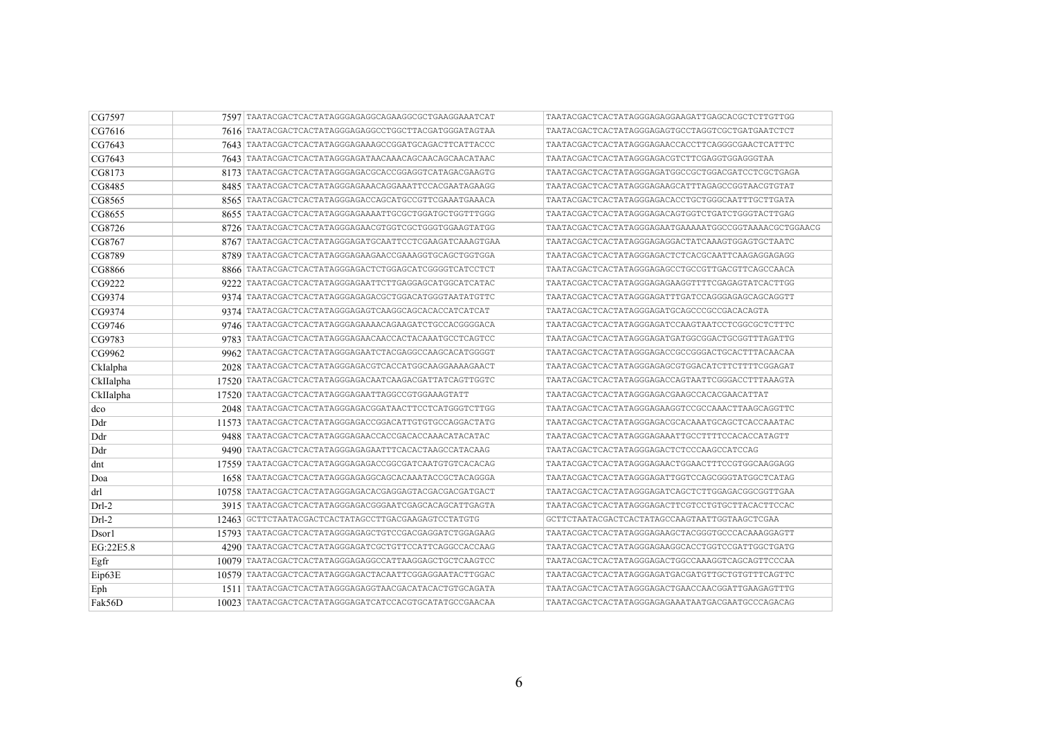| CG7597 | 7597 | TAATACGACTCACTATAGGGAGAGGCAGAAGGCGCTGAAGGAAATCAT | TAATACGACTCACTATAGGGAGAGGAAGATTGAGCACGCTCTTGTTGG |
|---|---|---|---|
| CG7616 | 7616 | TAATACGACTCACTATAGGGAGAGGCCTGGCTTACGATGGGATAGTAA | TAATACGACTCACTATAGGGAGAGTGCCTAGGTCGCTGATGAATCTCT |
| CG7643 | 7643 | TAATACGACTCACTATAGGGAGAAAGCCGGATGCAGACTTCATTACCC | TAATACGACTCACTATAGGGAGAACCACCTTCAGGGCGAACTCATTTC |
| CG7643 | 7643 | TAATACGACTCACTATAGGGAGATAACAAACAGCAACAGCAACATAAC | TAATACGACTCACTATAGGGAGACGTCTTCGAGGTGGAGGGTAA |
| CG8173 | 8173 | TAATACGACTCACTATAGGGAGACGCACCGGAGGTCATAGACGAAGTG | TAATACGACTCACTATAGGGAGATGGCCGCTGGACGATCCTCGCTGAGA |
| CG8485 | 8485 | TAATACGACTCACTATAGGGAGAAACAGGAAATTCCACGAATAGAAGG | TAATACGACTCACTATAGGGAGAAGCATTTAGAGCCGGTAACGTGTAT |
| CG8565 | 8565 | TAATACGACTCACTATAGGGAGACCAGCATGCCGTTCGAAATGAAACA | TAATACGACTCACTATAGGGAGACACCTGCTGGGCAATTTGCTTGATA |
| CG8655 | 8655 | TAATACGACTCACTATAGGGAGAAAATTGCGCTGGATGCTGGTTTGGG | TAATACGACTCACTATAGGGAGACAGTGGTCTGATCTGGGTACTTGAG |
| CG8726 | 8726 | TAATACGACTCACTATAGGGAGAACGTGGTCGCTGGGTGGAAGTATGG | TAATACGACTCACTATAGGGAGAATGAAAAATGGCCGGTAAAACGCTGGAACG |
| CG8767 | 8767 | TAATACGACTCACTATAGGGAGATGCAATTCCTCGAAGATCAAAGTGAA | TAATACGACTCACTATAGGGAGAGGACTATCAAAGTGGAGTGCTAATC |
| CG8789 | 8789 | TAATACGACTCACTATAGGGAGAAGAACCGAAAGGTGCAGCTGGTGGA | TAATACGACTCACTATAGGGAGACTCTCACGCAATTCAAGAGGAGAGG |
| CG8866 | 8866 | TAATACGACTCACTATAGGGAGACTCTGGAGCATCGGGGTCATCCTCT | TAATACGACTCACTATAGGGAGAGCCTGCCGTTGACGTTCAGCCAACA |
| CG9222 | 9222 | TAATACGACTCACTATAGGGAGAATTCTTGAGGAGCATGGCATCATAC | TAATACGACTCACTATAGGGAGAGAAGGTTTTCGAGAGTATCACTTGG |
| CG9374 | 9374 | TAATACGACTCACTATAGGGAGAGACGCTGGACATGGGTAATATGTTC | TAATACGACTCACTATAGGGAGATTTGATCCAGGGAGAGCAGCAGGTT |
| CG9374 | 9374 | TAATACGACTCACTATAGGGAGAGTCAAGGCAGCACACCATCATCAT | TAATACGACTCACTATAGGGAGATGCAGCCCGCCGACACAGTA |
| CG9746 | 9746 | TAATACGACTCACTATAGGGAGAAAACAGAAGATCTGCCACGGGGACA | TAATACGACTCACTATAGGGAGATCCAAGTAATCCTCGGCGCTCTTTC |
| CG9783 | 9783 | TAATACGACTCACTATAGGGAGAACAACCACTACAAATGCCTCAGTCC | TAATACGACTCACTATAGGGAGATGATGGCGGACTGCGGTTTAGATTG |
| CG9962 | 9962 | TAATACGACTCACTATAGGGAGAATCTACGAGGCCAAGCACATGGGGT | TAATACGACTCACTATAGGGAGACCGCCGGGACTGCACTTTACAACAA |
| CkIalpha | 2028 | TAATACGACTCACTATAGGGAGACGTCACCATGGCAAGGAAAAGAACT | TAATACGACTCACTATAGGGAGAGCGTGGACATCTTCTTTTCGGAGAT |
| CkIIalpha | 17520 | TAATACGACTCACTATAGGGAGACAATCAAGACGATTATCAGTTGGTC | TAATACGACTCACTATAGGGAGACCAGTAATTCGGGACCTTTAAAGTA |
| CkIIalpha | 17520 | TAATACGACTCACTATAGGGAGAATTAGGCCGTGGAAAGTATT | TAATACGACTCACTATAGGGAGACGAAGCCACACGAACATTAT |
| dco | 2048 | TAATACGACTCACTATAGGGAGACGGATAACTTCCTCATGGGTCTTGG | TAATACGACTCACTATAGGGAGAAGGTCCGCCAAACTTAAGCAGGTTC |
| Ddr | 11573 | TAATACGACTCACTATAGGGAGACCGGACATTGTGTGCCAGGACTATG | TAATACGACTCACTATAGGGAGACGCACAAATGCAGCTCACCAAATAC |
| Ddr | 9488 | TAATACGACTCACTATAGGGAGAACCACCGACACCAAACATACATAC | TAATACGACTCACTATAGGGAGAAATTGCCTTTTCCACACCATAGTT |
| Ddr | 9490 | TAATACGACTCACTATAGGGAGAATTTCACACTAAGCCATACAAG | TAATACGACTCACTATAGGGAGACTCTCCCAAGCCATCCAG |
| dnt | 17559 | TAATACGACTCACTATAGGGAGAGACCGGCGATCAATGTGTCACACAG | TAATACGACTCACTATAGGGAGAACTGGAACTTTCCGTGGCAAGGAGG |
| Doa | 1658 | TAATACGACTCACTATAGGGAGAGGCAGCACAAATACCGCTACAGGGA | TAATACGACTCACTATAGGGAGATTGGTCCAGCGGGTATGGCTCATAG |
| drl | 10758 | TAATACGACTCACTATAGGGAGACACGAGGAGTACGACGACGATGACT | TAATACGACTCACTATAGGGAGATCAGCTCTTGGAGACGGCGGTTGAA |
| Drl-2 | 3915 | TAATACGACTCACTATAGGGAGACGGGAATCGAGCACAGCATTGAGTA | TAATACGACTCACTATAGGGAGACTTCGTCCTGTGCTTACACTTCCAC |
| Drl-2 | 12463 | GCTTCTAATACGACTCACTATAGCCTTGACGAAGAGTCCTATGTG | GCTTCTAATACGACTCACTATAGCCAAGTAATTGGTAAGCTCGAA |
| Dsor1 | 15793 | TAATACGACTCACTATAGGGAGAGCTGTCCGACGAGGATCTGGAGAAG | TAATACGACTCACTATAGGGAGAAGCTACGGGTGCCCACAAAGGAGTT |
| EG:22E5.8 | 4290 | TAATACGACTCACTATAGGGAGATCGCTGTTCCATTCAGGCCACCAAG | TAATACGACTCACTATAGGGAGAAGGCACCTGGTCCGATTGGCTGATG |
| Egfr | 10079 | TAATACGACTCACTATAGGGAGAGGCCATTAAGGAGCTGCTCAAGTCC | TAATACGACTCACTATAGGGAGACTGGCCAAAGGTCAGCAGTTCCCAA |
| Eip63E | 10579 | TAATACGACTCACTATAGGGAGACTACAATTCGGAGGAATACTTGGAC | TAATACGACTCACTATAGGGAGATGACGATGTTGCTGTGTTTCAGTTC |
| Eph | 1511 | TAATACGACTCACTATAGGGAGAGGTAACGACATACACTGTGCAGATA | TAATACGACTCACTATAGGGAGACTGAACCAACGGATTGAAGAGTTTG |
| Fak56D | 10023 | TAATACGACTCACTATAGGGAGATCATCCACGTGCATATGCCGAACAA | TAATACGACTCACTATAGGGAGAGAGAAATAATGACGAATGCCCAGACAG |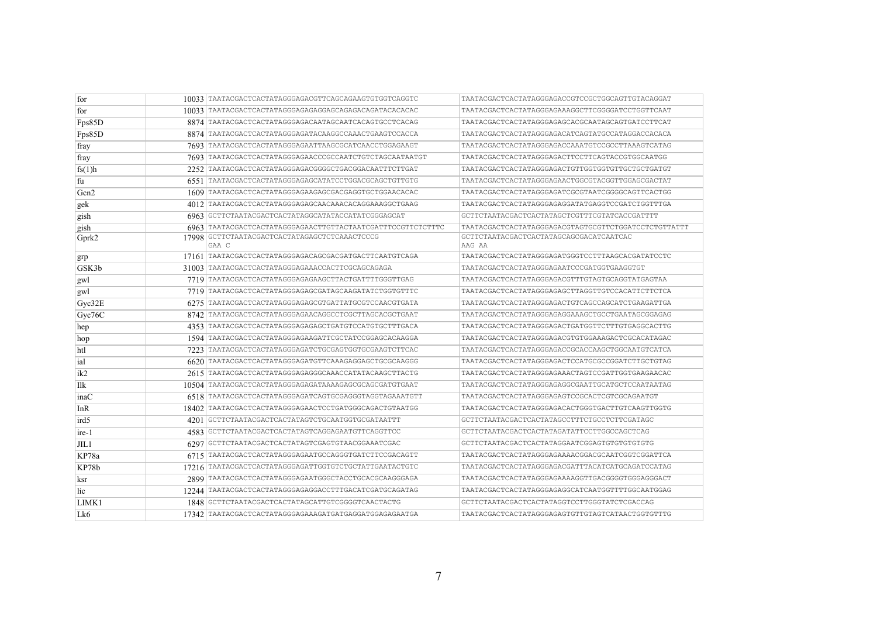| | | | |
|---|---|---|---|
| for | 10033 | TAATACGACTCACTATAGGGAGACGTTCAGCAGAAGTGTGGTCAGGTC | TAATACGACTCACTATAGGGAGACCGTCCGCTGGCAGTTGTACAGGAT |
| for | 10033 | TAATACGACTCACTATAGGGAGAGAGGAGCAGAGACAGATACACACAC | TAATACGACTCACTATAGGGAGAAAGGCTTCGGGGATCCTGGTTCAAT |
| Fps85D | 8874 | TAATACGACTCACTATAGGGAGACAATAGCAATCACAGTGCCTCACAG | TAATACGACTCACTATAGGGAGAGCACGCAATAGCAGTGATCCTTCAT |
| Fps85D | 8874 | TAATACGACTCACTATAGGGAGATACAAGGCCAAACTGAAGTCCACCA | TAATACGACTCACTATAGGGAGACATCAGTATGCCATAGGACCACACA |
| fray | 7693 | TAATACGACTCACTATAGGGAGAATTAAGCGCATCAACCTGGAGAAGT | TAATACGACTCACTATAGGGAGACCAAATGTCCGCCTTAAAGTCATAG |
| fray | 7693 | TAATACGACTCACTATAGGGAGAACCCGCCAATCTGTCTAGCAATAATGT | TAATACGACTCACTATAGGGAGACTTCCTTCAGTACCGTGGCAATGG |
| fs(1)h | 2252 | TAATACGACTCACTATAGGGAGACGGGGCTGACGGACAATTTCTTGAT | TAATACGACTCACTATAGGGAGACTGTTGGTGGTGTTGCTGCTGATGT |
| fu | 6551 | TAATACGACTCACTATAGGGAGAGCATATCCTGGACGCAGCTGTTGTG | TAATACGACTCACTATAGGGAGAACTGGCGTACGGTTGGAGCGACTAT |
| Gcn2 | 1609 | TAATACGACTCACTATAGGGAGAAGAGCGACGAGGTGCTGGAACACAC | TAATACGACTCACTATAGGGAGATCGCGTAATCGGGGCAGTTCACTGG |
| gek | 4012 | TAATACGACTCACTATAGGGAGAGCAACAAACACAGGAAAGGCTGAAG | TAATACGACTCACTATAGGGAGAGGATATGAGGTCCGATCTGGTTTGA |
| gish | 6963 | GCTTCTAATACGACTCACTATAGGCATATACCATATCGGGAGCAT | GCTTCTAATACGACTCACTATAGCTCGTTTCGTATCACCGATTTT |
| gish | 6963 | TAATACGACTCACTATAGGGAGAACTTGTTACTAATCGATTTCCGTTCTCTTTC | TAATACGACTCACTATAGGGAGACGTAGTGCGTTCTGGATCCTCTGTTATTT |
| Gprk2 | 17998 | GCTTCTAATACGACTCACTATAGAGCTCTCAAACTCCCG GAA C | GCTTCTAATACGACTCACTATAGCAGCGACATCAATCAC AAG AA |
| grp | 17161 | TAATACGACTCACTATAGGGAGACAGCGACGATGACTTCAATGTCAGA | TAATACGACTCACTATAGGGAGATGGGTCCTTTAAGCACGATATCCTC |
| GSK3b | 31003 | TAATACGACTCACTATAGGGAGAAACCACTTCGCAGCAGAGA | TAATACGACTCACTATAGGGAGAATCCCGATGGTGAAGGTGT |
| gwl | 7719 | TAATACGACTCACTATAGGGAGAGAAGCTTACTGATTTTGGGTTGAG | TAATACGACTCACTATAGGGAGACGTTTGTAGTGCAGGTATGAGTAA |
| gwl | 7719 | TAATACGACTCACTATAGGGAGAGCGATAGCAAGATATCTGGTGTTTC | TAATACGACTCACTATAGGGAGAGCTTAGGTTGTCCACATTCTTCTCA |
| Gyc32E | 6275 | TAATACGACTCACTATAGGGAGAGCGTGATTATGCGTCCAACGTGATA | TAATACGACTCACTATAGGGAGACTGTCAGCCAGCATCTGAAGATTGA |
| Gyc76C | 8742 | TAATACGACTCACTATAGGGAGAACAGGCCTCGCTTAGCACGCTGAAT | TAATACGACTCACTATAGGGAGAGGAAAGCTGCCTGAATAGCGGAGAG |
| hep | 4353 | TAATACGACTCACTATAGGGAGAGAGCTGATGTCCATGTGCTTTGACA | TAATACGACTCACTATAGGGAGACTGATGGTTCTTTGTGAGGCACTTG |
| hop | 1594 | TAATACGACTCACTATAGGGAGAAGATTCGCTATCCGGAGCACAAGGA | TAATACGACTCACTATAGGGAGACGTGTGGAAAGACTCGCACATAGAC |
| htl | 7223 | TAATACGACTCACTATAGGGAGATCTGCGAGTGGTGCGAAGTCTTCAC | TAATACGACTCACTATAGGGAGACCGCACCAAGCTGGCAATGTCATCA |
| ial | 6620 | TAATACGACTCACTATAGGGAGATGTTCAAAGAGGAGCTGCGCAAGGG | TAATACGACTCACTATAGGGAGACTCCATGCGCCGGATCTTGCTGTAG |
| ik2 | 2615 | TAATACGACTCACTATAGGGAGAGGGCAAACCATATACAAGCTTACTG | TAATACGACTCACTATAGGGAGAAACTAGTCCGATTGGTGAAGAACAC |
| Ilk | 10504 | TAATACGACTCACTATAGGGAGAGATAAAAGAGCGCAGCGATGTGAAT | TAATACGACTCACTATAGGGAGAGGCGAATTGCATGCTCCAATAATAG |
| inaC | 6518 | TAATACGACTCACTATAGGGAGATCAGTGCGAGGGTAGGTAGAAATGTT | TAATACGACTCACTATAGGGAGAGTCCGCACTCGTCGCAGAATGT |
| InR | 18402 | TAATACGACTCACTATAGGGAGAACTCCTGATGGGCAGACTGTAATGG | TAATACGACTCACTATAGGGAGACACTGGGTGACTTGTCAAGTTGGTG |
| ird5 | 4201 | GCTTCTAATACGACTCACTATAGTCTGCAATGGTGCGATAATTT | GCTTCTAATACGACTCACTATAGCCTTTCTGCCTCTTCGATAGC |
| ire-1 | 4583 | GCTTCTAATACGACTCACTATAGTCAGGAGAATGTTCAGGTTCC | GCTTCTAATACGACTCACTATAGATATTCCTTGGCCAGCTCAG |
| JIL1 | 6297 | GCTTCTAATACGACTCACTATAGTCGAGTGTAACGGAAATCGAC | GCTTCTAATACGACTCACTATAGGAATCGGAGTGTGTGTGTG |
| KP78a | 6715 | TAATACGACTCACTATAGGGAGAATGCCAGGGTGATCTTCCGACAGTT | TAATACGACTCACTATAGGGAGAAAACGGACGCAATCGGTCGGATTCA |
| KP78b | 17216 | TAATACGACTCACTATAGGGAGATTGGTGTCTGCTATTGAATACTGTC | TAATACGACTCACTATAGGGAGACGATTTACATCATGCAGATCCATAG |
| ksr | 2899 | TAATACGACTCACTATAGGGAGAATGGGCTACCTGCACGCAAGGGAGA | TAATACGACTCACTATAGGGAGAAAAGGTTGACGGGGTGGGAGGGACT |
| lic | 12244 | TAATACGACTCACTATAGGGAGAGGACCTTTGACATCGATGCAGATAG | TAATACGACTCACTATAGGGAGAGGCATCAATGGTTTTGGCAATGGAG |
| LIMK1 | 1848 | GCTTCTAATACGACTCACTATAGCATTGTCGGGGTCAACTACTG | GCTTCTAATACGACTCACTATAGGTCCTTGGGTATCTCGACCAG |
| Lk6 | 17342 | TAATACGACTCACTATAGGGAGAAAGATGATGAGGATGGAGAGAATGA | TAATACGACTCACTATAGGGAGAGTGTTGTAGTCATAACTGGTGTTTG |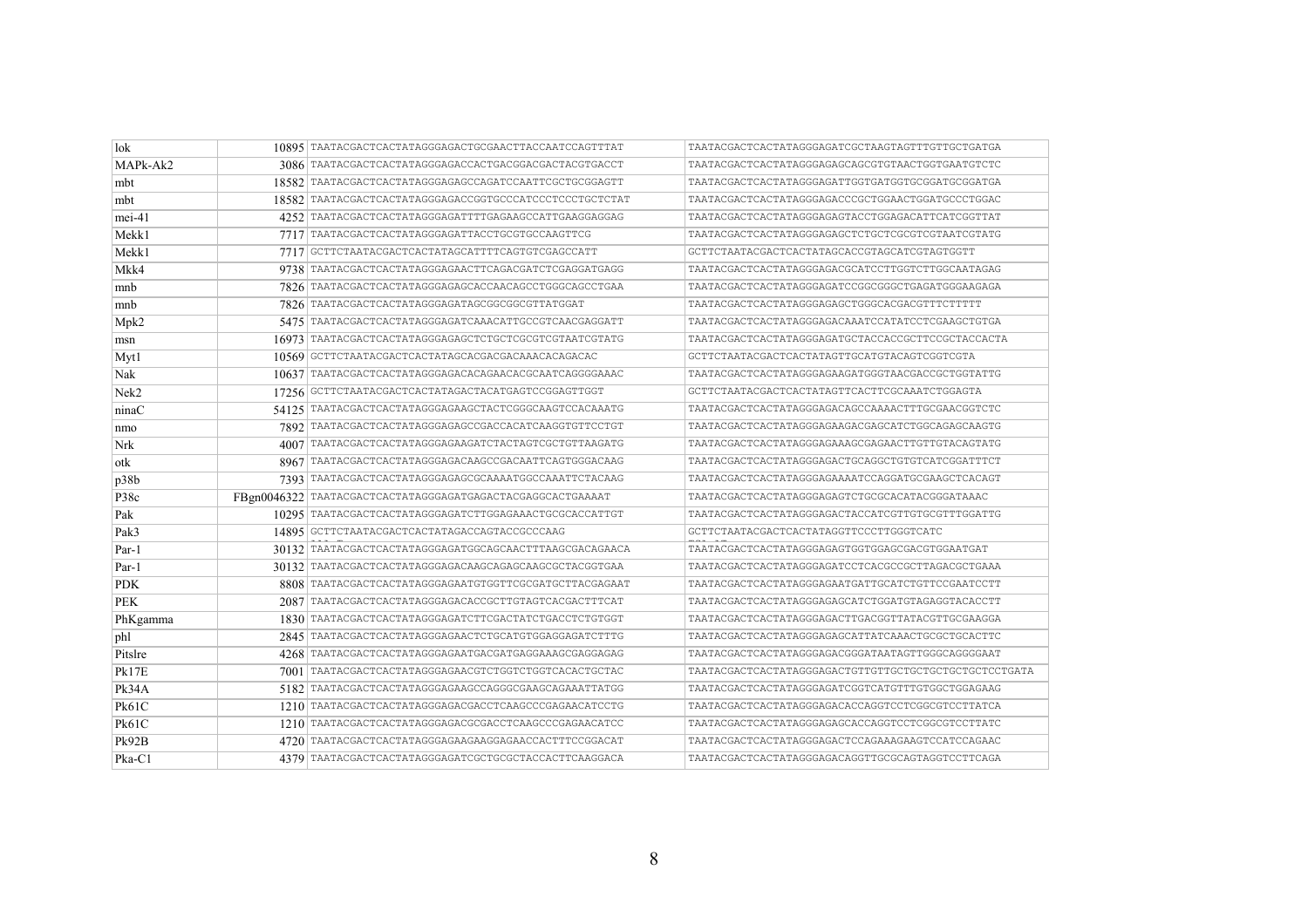| lok | 10895 | TAATACGACTCACTATAGGGAGACTGCGAACTTACCAATCCAGTTTAT | TAATACGACTCACTATAGGGAGATCGCTAAGTAGTTTGTTGCTGATGA |
|---|---|---|---|
| MAPk-Ak2 | 3086 | TAATACGACTCACTATAGGGAGACCACTGACGGACGACTACGTGACCT | TAATACGACTCACTATAGGGAGAGCAGCGTGTAACTGGTGAATGTCTC |
| mbt | 18582 | TAATACGACTCACTATAGGGAGAGCCAGATCCAATTCGCTGCGGAGTT | TAATACGACTCACTATAGGGAGATTGGTGATGGTGCGGATGCGGATGA |
| mbt | 18582 | TAATACGACTCACTATAGGGAGACCGGTGCCCATCCCTCCCTGCTCTAT | TAATACGACTCACTATAGGGAGACCCGCTGGAACTGGATGCCCTGGAC |
| mei-41 | 4252 | TAATACGACTCACTATAGGGAGATTTGAGAAGCCATTGAAGGAGGAG | TAATACGACTCACTATAGGGAGAGTACCTGGAGACATTCATCGGTTAT |
| Mekk1 | 7717 | TAATACGACTCACTATAGGGAGATTACCTGCGTGCCAAGTTCG | TAATACGACTCACTATAGGGAGAGCTCTGCTCGCGTCGTAATCGTATG |
| Mekk1 | 7717 | GCTTCTAATACGACTCACTATAGCATTTTCAGTGTCGAGCCATT | GCTTCTAATACGACTCACTATAGCACCGTAGCATCGTAGTGGTT |
| Mkk4 | 9738 | TAATACGACTCACTATAGGGAGAACTTCAGACGATCTCGAGGATGAGG | TAATACGACTCACTATAGGGAGACGCATCCTTGGTCTTGGCAATAGAG |
| mnb | 7826 | TAATACGACTCACTATAGGGAGAGCACCAACAGCCTGGGCAGCCTGAA | TAATACGACTCACTATAGGGAGATCGGCGGGCTGAGATGGGAAGAGA |
| mnb | 7826 | TAATACGACTCACTATAGGGAGATAGCGGCGGCGTTATGGAT | TAATACGACTCACTATAGGGAGAGCTGGGCACGACGTTTCTTTTT |
| Mpk2 | 5475 | TAATACGACTCACTATAGGGAGATCAAACATTGCCGTCAACGAGGATT | TAATACGACTCACTATAGGGAGACAAATCCATATCCTCGAAGCTGTGA |
| msn | 16973 | TAATACGACTCACTATAGGGAGAGCTCTGCTCGCGTCGTAATCGTATG | TAATACGACTCACTATAGGGAGATGCTACCACCGCTTCCGCTACCACTA |
| Myt1 | 10569 | GCTTCTAATACGACTCACTATAGCACGACGACAAACACAGACAC | GCTTCTAATACGACTCACTATAGTTGCATGTACAGTCGGTCGTA |
| Nak | 10637 | TAATACGACTCACTATAGGGAGACACAGAACACGCAATCAGGGGAAAC | TAATACGACTCACTATAGGGAGAAGATGGGTAACGACCGCTGGTATTG |
| Nek2 | 17256 | GCTTCTAATACGACTCACTATAGACTACATGAGTCCGGAGTTGGT | GCTTCTAATACGACTCACTATAGTTCACTTCGCAAATCTGGAGTA |
| ninaC | 54125 | TAATACGACTCACTATAGGGAGAAGCTACTCGGGCAAGTCCACAAATG | TAATACGACTCACTATAGGGAGACAGCCAAAACTTTGCGAACGGTCTC |
| nmo | 7892 | TAATACGACTCACTATAGGGAGAGCCGACCACATCAAGGTGTTCCTGT | TAATACGACTCACTATAGGGAGAAGACGAGCATCTGGCAGAGCAAGTG |
| Nrk | 4007 | TAATACGACTCACTATAGGGAGAAGATCTACTAGTCGCTGTTAAGATG | TAATACGACTCACTATAGGGAGAAAGCGAGAACTTGTTGTACAGTATG |
| otk | 8967 | TAATACGACTCACTATAGGGAGACAAGCCGACAATTCAGTGGGACAAG | TAATACGACTCACTATAGGGAGACTGCAGGCTGTGTCATCGGATTTCT |
| p38b | 7393 | TAATACGACTCACTATAGGGAGAGCGCAAAATGGCCAAATTCTACAAG | TAATACGACTCACTATAGGGAGAAAATCCAGGATGCGAAGCTCACAGT |
| P38c | FBgn0046322 | TAATACGACTCACTATAGGGAGATGAGACTACGAGGCACTGAAAAT | TAATACGACTCACTATAGGGAGAGTCTGCGCACATACGGGATAAAC |
| Pak | 10295 | TAATACGACTCACTATAGGGAGATCTTGGAGAAACTGCGCACCATTGT | TAATACGACTCACTATAGGGAGACTACCATCGTTGTGCGTTTGGATTG |
| Pak3 | 14895 | GCTTCTAATACGACTCACTATAGACCAGTACCGCCCAAG | GCTTCTAATACGACTCACTATAGGTTCCCTTGGGTCATC |
| Par-1 | 30132 | TAATACGACTCACTATAGGGAGATGGCAGCAACTTTAAGCGACAGAACA | TAATACGACTCACTATAGGGAGAGTGGTGGAGCGACGTGGAATGAT |
| Par-1 | 30132 | TAATACGACTCACTATAGGGAGACAAGCAGACAGAGCAAGCGCTACGGTGAA | TAATACGACTCACTATAGGGAGATCCTCACGCCGCTTAGACGCTGAAA |
| PDK | 8808 | TAATACGACTCACTATAGGGAGAATGTGGTTCGCGATGCTTACGAGAAT | TAATACGACTCACTATAGGGAGAATGATTGCATCTGTTCCGAATCCTT |
| PEK | 2087 | TAATACGACTCACTATAGGGAGACACCGCTTGTAGTCACGACTTTCAT | TAATACGACTCACTATAGGGAGAGCATCTGGATGTAGAGGTACACCTT |
| PhKgamma | 1830 | TAATACGACTCACTATAGGGAGATCTTCGACTATCTGACCTCTGTGGT | TAATACGACTCACTATAGGGAGACTTGACGGTTATACGTTGCGAAGGA |
| phl | 2845 | TAATACGACTCACTATAGGGAGAACTCTGCATGTGGAGGAGATCTTTG | TAATACGACTCACTATAGGGAGAGCATTATCAAACTGCGCTGCACTTC |
| Pitslre | 4268 | TAATACGACTCACTATAGGGAGAATGACGATGAGGAAAGCGAGGAGAG | TAATACGACTCACTATAGGGAGACGGGATAATAGTTGGGCAGGGGAAT |
| Pk17E | 7001 | TAATACGACTCACTATAGGGAGAACGTCTGGTCTGGTCACACTGCTAC | TAATACGACTCACTATAGGGAGACTGTTGTTGCTGCTGCTGCTGCTCCTGATA |
| Pk34A | 5182 | TAATACGACTCACTATAGGGAGAAGCCAGGGCGAAGCAGAAATTATGG | TAATACGACTCACTATAGGGAGATCGGTCATGTTTGTGGCTGGAGAAG |
| Pk61C | 1210 | TAATACGACTCACTATAGGGAGACGACCTCAAGCCCGAGAACATCCTG | TAATACGACTCACTATAGGGAGACACCAGGTCCTCGGCGTCCTTATCA |
| Pk61C | 1210 | TAATACGACTCACTATAGGGAGACGCGACCTCAAGCCCGAGAACATCC | TAATACGACTCACTATAGGGAGAGCACCAGGTCCTCGGCGTCCTTATC |
| Pk92B | 4720 | TAATACGACTCACTATAGGGAGAAGAAGGAGAACCACTTTCCGGACAT | TAATACGACTCACTATAGGGAGACTCCAGAAAGAAGTCCATCCAGAAC |
| Pka-C1 | 4379 | TAATACGACTCACTATAGGGAGATCGCTGCGCTACCACTTCAAGGACA | TAATACGACTCACTATAGGGAGACAGGTTGCGCAGTAGGTCCTTCAGA |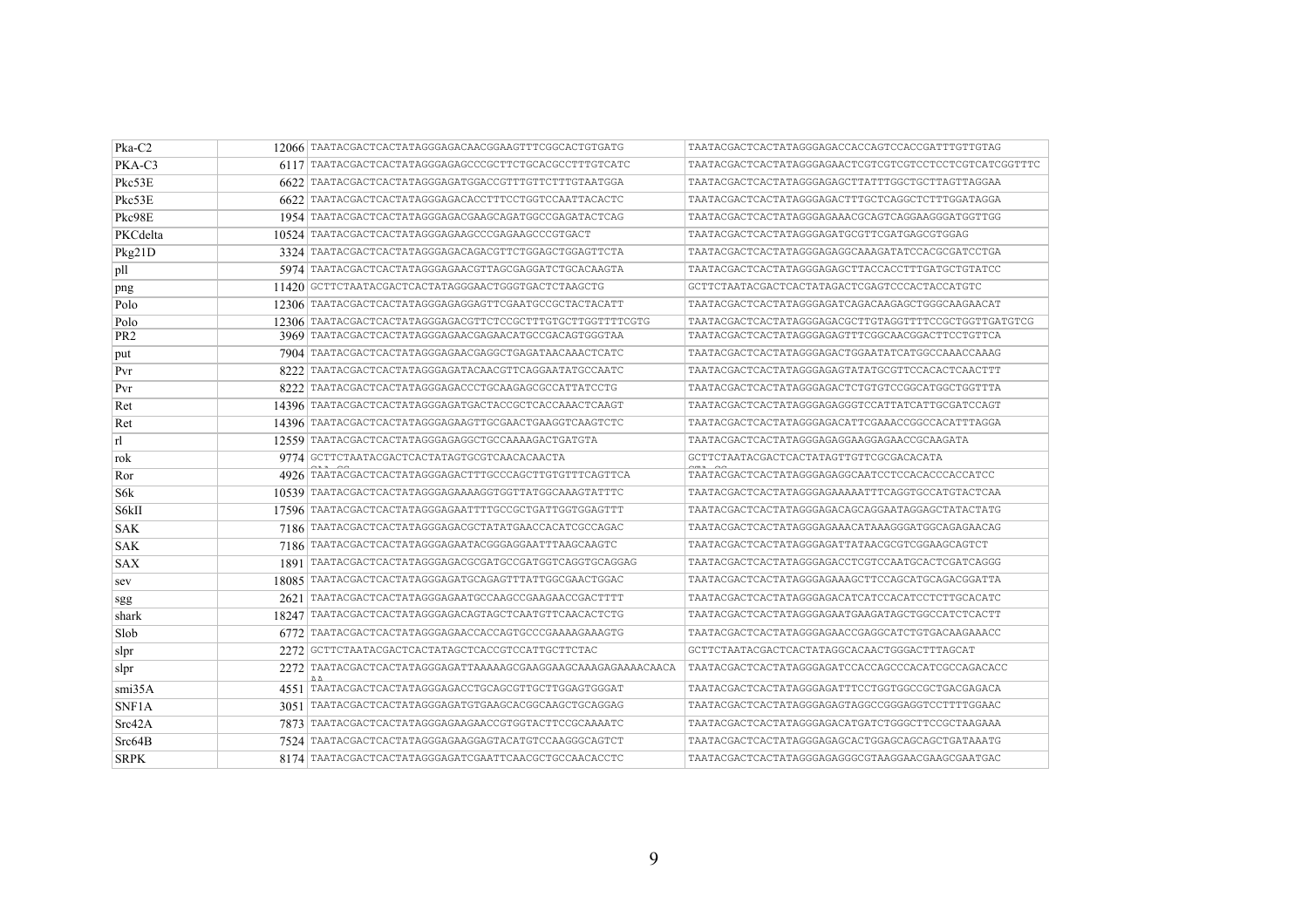| | | | |
|---|---|---|---|
| Pka-C2 | 12066 | TAATACGACTCACTATAGGGAGACAACGGAAGTTTCGGCACTGTGATG | TAATACGACTCACTATAGGGAGACCACCAGTCCACCGATTTGTTGTAG |
| PKA-C3 | 6117 | TAATACGACTCACTATAGGGAGAGCCCGCTTCTGCACGCCTTTGTCATC | TAATACGACTCACTATAGGGAGAACTCGTCGTCGTCCTCCTCGTCATCGGTTTC |
| Pkc53E | 6622 | TAATACGACTCACTATAGGGAGATGGACCGTTTGTTCTTTGTAATGGA | TAATACGACTCACTATAGGGAGAGCTTATTTGGCTGCTTAGTTAGGAA |
| Pkc53E | 6622 | TAATACGACTCACTATAGGGAGACACCTTTCCTGGTCCAATTACACTC | TAATACGACTCACTATAGGGAGACTTTGCTCAGGCTCTTTGGATAGGA |
| Pkc98E | 1954 | TAATACGACTCACTATAGGGAGACGAAGCAGATGGCCGAGATACTCAG | TAATACGACTCACTATAGGGAGAAACGCAGTCAGGAAGGGATGGTTGG |
| PKCdelta | 10524 | TAATACGACTCACTATAGGGAGAAGCCCGAGAAGCCCGTGACT | TAATACGACTCACTATAGGGAGATGCGTTCGATGAGCGTGGAG |
| Pkg21D | 3324 | TAATACGACTCACTATAGGGAGACAGACGTTCTGGAGCTGGAGTTCTA | TAATACGACTCACTATAGGGAGAGGCAAAGATATCCACGCGATCCTGA |
| pll | 5974 | TAATACGACTCACTATAGGGAGAACGTTAGCGAGGATCTGCACAAGTA | TAATACGACTCACTATAGGGAGAGCTTACCACCTTTGATGCTGTATCC |
| png | 11420 | GCTTCTAATACGACTCACTATAGGGAACTGGGTGACTCTAAGCTG | GCTTCTAATACGACTCACTATAGACTCGAGTCCCACTACCATGTC |
| Polo | 12306 | TAATACGACTCACTATAGGGAGAGGAGTTCGAATGCCGCTACTACATT | TAATACGACTCACTATAGGGAGATCAGACAAGAGCTGGGCAAGAACAT |
| Polo | 12306 | TAATACGACTCACTATAGGGAGACGTTCTCCGCTTTGTGCTTGGTTTTCGTG | TAATACGACTCACTATAGGGAGACGCTTGTAGGTTTTCCGCTGGTTGATGTCG |
| PR2 | 3969 | TAATACGACTCACTATAGGGAGAACGAGAACATGCCGACAGTGGGTAA | TAATACGACTCACTATAGGGAGAGTTTCGGCAACGGACTTCCTGTTCA |
| put | 7904 | TAATACGACTCACTATAGGGAGAACGAGGCTGAGATAACAAACTCATC | TAATACGACTCACTATAGGGAGACTGGAATATCATGGCCAAACCAAAG |
| Pvr | 8222 | TAATACGACTCACTATAGGGAGATACAACGTTCAGGAATATGCCAATC | TAATACGACTCACTATAGGGAGAGTATATGCGTTCCACACTCAACTTT |
| Pvr | 8222 | TAATACGACTCACTATAGGGAGACCCTGCAAGAGCGCCATTATCCTG | TAATACGACTCACTATAGGGAGACTCTGTGTCCGGCATGGCTGGTTTA |
| Ret | 14396 | TAATACGACTCACTATAGGGAGATGACTACCGCTCACCAAACTCAAGT | TAATACGACTCACTATAGGGAGAGGGTCCATTATCATTGCGATCCAGT |
| Ret | 14396 | TAATACGACTCACTATAGGGAGAAGTTGCGAACTGAAGGTCAAGTCTC | TAATACGACTCACTATAGGGAGACATTCGAAACCGGCCACATTTAGGA |
| rl | 12559 | TAATACGACTCACTATAGGGAGAGGCTGCCAAAAGACTGATGTA | TAATACGACTCACTATAGGGAGAGGAAGGAGAACCGCAAGATA |
| rok | 9774 | GCTTCTAATACGACTCACTATAGTGCGTCAACACAACTA | GCTTCTAATACGACTCACTATAGTTGTTCGCGACACATA |
| Ror | 4926 | TAATACGACTCACTATAGGGAGACTTTGCCCAGCTTGTGTTTCAGTTCA | TAATACGACTCACTATAGGGAGAGGCAATCCTCCACACCCACCATCC |
| S6k | 10539 | TAATACGACTCACTATAGGGAGAAAAGGTGGTTATGGCAAAGTATTTC | TAATACGACTCACTATAGGGAGAAAAATTTCAGGTGCCATGTACTCAA |
| S6kII | 17596 | TAATACGACTCACTATAGGGAGAATTTTGCCGCTGATTGGTGGAGTTT | TAATACGACTCACTATAGGGAGACAGCAGGAATAGGAGCTATACTATG |
| SAK | 7186 | TAATACGACTCACTATAGGGAGACGCTATATGAACCACATCGCCAGAC | TAATACGACTCACTATAGGGAGAAACATAAAGGGATGGCAGAGAACAG |
| SAK | 7186 | TAATACGACTCACTATAGGGAGAATACGGGAGGAATTTAAGCAAGTC | TAATACGACTCACTATAGGGAGATTATAACGCGTCGGAAGCAGTCT |
| SAX | 1891 | TAATACGACTCACTATAGGGAGACGCGATGCCGATGGTCAGGTGCAGGAG | TAATACGACTCACTATAGGGAGACCTCGTCCAATGCACTCGATCAGGG |
| sev | 18085 | TAATACGACTCACTATAGGGAGATGCAGAGTTTATTGGCGAACTGGAC | TAATACGACTCACTATAGGGAGAAAGCTTCCAGCATGCAGACGGATTA |
| sgg | 2621 | TAATACGACTCACTATAGGGAGAATGCCAAGCCGAAGAACCGACTTTT | TAATACGACTCACTATAGGGAGACATCATCCACATCCTCTTGCACATC |
| shark | 18247 | TAATACGACTCACTATAGGGAGACAGTAGCTCAATGTTCAACACTCTG | TAATACGACTCACTATAGGGAGAATGAAGATAGCTGGCCATCTCACTT |
| Slob | 6772 | TAATACGACTCACTATAGGGAGAACCACCAGTGCCCGAAAAGAAAGTG | TAATACGACTCACTATAGGGAGAACCGAGGCATCTGTGACAAGAAACC |
| slpr | 2272 | GCTTCTAATACGACTCACTATAGCTCACCGTCCATTGCTTCTAC | GCTTCTAATACGACTCACTATAGGCACAACTGGGACTTTAGCAT |
| slpr | 2272 | TAATACGACTCACTATAGGGAGATTAAAAAGCGAAGGAAGCAAAGAGAAAACAACAAA | TAATACGACTCACTATAGGGAGATCCACCAGCCCACATCGCCAGACACC |
| smi35A | 4551 | TAATACGACTCACTATAGGGAGACCTGCAGCGTTGCTTGGAGTGGGAT | TAATACGACTCACTATAGGGAGATTTCCTGGTGGCCGCTGACGAGACA |
| SNF1A | 3051 | TAATACGACTCACTATAGGGAGATGTGAAGCACGGCAAGCTGCAGGAG | TAATACGACTCACTATAGGGAGAGTAGGCCGGGAGGTCCTTTTGGAAC |
| Src42A | 7873 | TAATACGACTCACTATAGGGAGAAGAACCGTGGTACTTCCGCAAAATC | TAATACGACTCACTATAGGGAGACATGATCTGGGCTTCCGCTAAGAAA |
| Src64B | 7524 | TAATACGACTCACTATAGGGAGAAGGAGTACATGTCCAAGGGCAGTCT | TAATACGACTCACTATAGGGAGAGCACTGGAGCAGCAGCTGATAAATG |
| SRPK | 8174 | TAATACGACTCACTATAGGGAGATCGAATTCAACGCTGCCAACACCTC | TAATACGACTCACTATAGGGAGAGGGCGTAAGGAACGAAGCGAATGAC |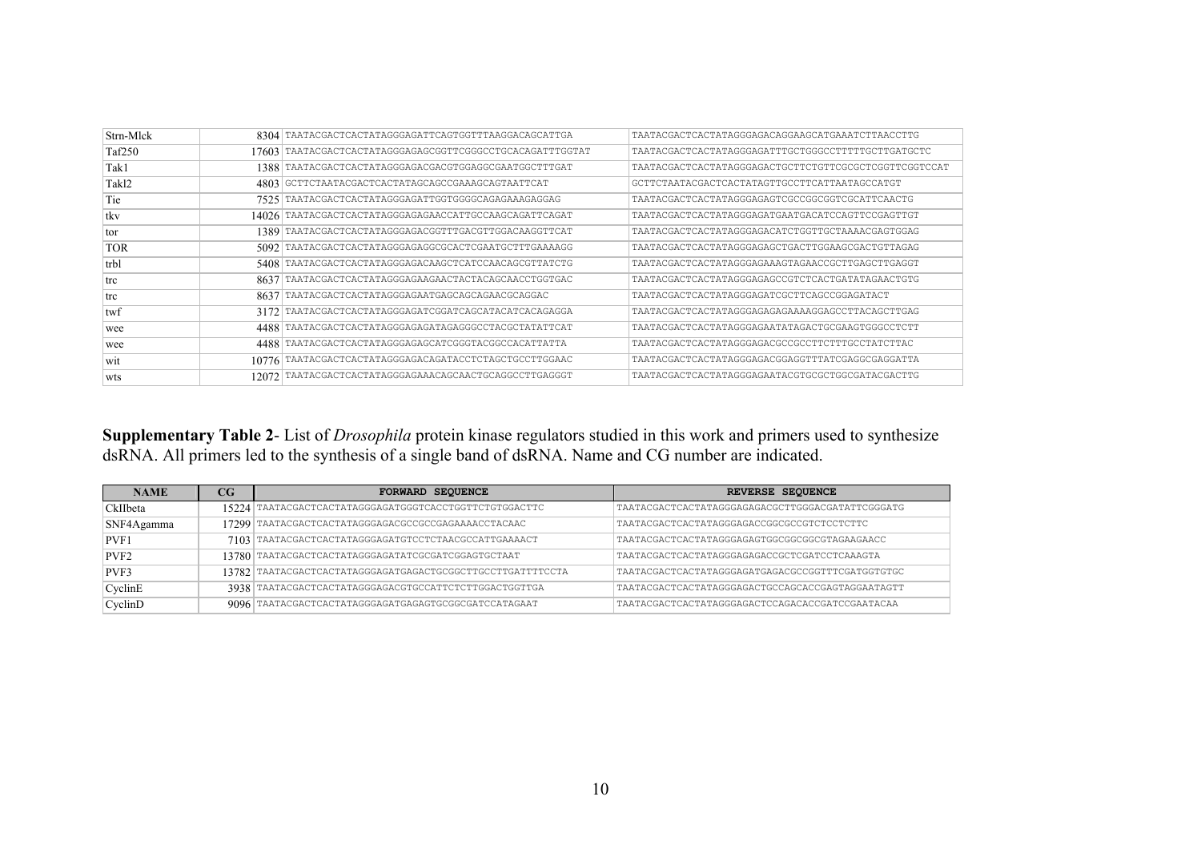| Strn-Mlck | 8304 | TAATACGACTCACTATAGGGAGATTCAGTGGTTTAAGGACAGCATTGA | TAATACGACTCACTATAGGGAGACAGGAAGCATGAAATCTTAACCTTG |
|---|---|---|---|
| Taf250 | 17603 | TAATACGACTCACTATAGGGAGAGCGGTTCGGGCCTGCACAGATTTGGTAT | TAATACGACTCACTATAGGGAGATTTGCTGGGCCTTTTTGCTTGATGCTC |
| Tak1 | 1388 | TAATACGACTCACTATAGGGAGACGACGTGGAGGCGAATGGCTTTGAT | TAATACGACTCACTATAGGGAGACTGCTTCTGTTCGCGCTCGGTTCGGTCCAT |
| Takl2 | 4803 | GCTTCTAATACGACTCACTATAGCAGCCGAAAGCAGTAATTCAT | GCTTCTAATACGACTCACTATAGTTGCCTTCATTAATAGCCATGT |
| Tie | 7525 | TAATACGACTCACTATAGGGAGATTGGTGGGGCAGAGAAAGAGGAG | TAATACGACTCACTATAGGGAGAGTCGCCGGCGGTCGCATTCAACTG |
| tkv | 14026 | TAATACGACTCACTATAGGGAGAGAACCATTGCCAAGCAGATTCAGAT | TAATACGACTCACTATAGGGAGATGAATGACATCCAGTTCCGAGTTGT |
| tor | 1389 | TAATACGACTCACTATAGGGAGACGGTTTGACGTTGGACAAGGTTCAT | TAATACGACTCACTATAGGGAGACATCTGGTTGCTAAAACGAGTGGAG |
| TOR | 5092 | TAATACGACTCACTATAGGGAGAGGCGCACTCGAATGCTTTGAAAAGG | TAATACGACTCACTATAGGGAGAGCTGACTTGGAAGCGACTGTTAGAG |
| trbl | 5408 | TAATACGACTCACTATAGGGAGACAAGCTCATCCAACAGCGTTATCTG | TAATACGACTCACTATAGGGAGAAAGTAGAACCGCTTGAGCTTGAGGT |
| trc | 8637 | TAATACGACTCACTATAGGGAGAAGAACTACTACAGCAACCTGGTGAC | TAATACGACTCACTATAGGGAGAGCCGTCTCACTGATATAGAACTGTG |
| trc | 8637 | TAATACGACTCACTATAGGGAGAATGAGCAGCAGAACGCAGGAC | TAATACGACTCACTATAGGGAGATCGCTTCAGCCGGAGATACT |
| twf | 3172 | TAATACGACTCACTATAGGGAGATCGGATCAGCATACATCACAGAGGA | TAATACGACTCACTATAGGGAGAGAGAAAAGGAGCCTTACAGCTTGAG |
| wee | 4488 | TAATACGACTCACTATAGGGAGAGATAGAGGGCCTACGCTATATTCAT | TAATACGACTCACTATAGGGAGAATATAGACTGCGAAGTGGGCCTCTT |
| wee | 4488 | TAATACGACTCACTATAGGGAGAGCATCGGGTACGGCCACATTATTA | TAATACGACTCACTATAGGGAGACGCCGCCTTCTTTGCCTATCTTAC |
| wit | 10776 | TAATACGACTCACTATAGGGAGACAGATACCTCTAGCTGCCTTGGAAC | TAATACGACTCACTATAGGGAGACGGAGGTTTATCGAGGCGAGGATTA |
| wts | 12072 | TAATACGACTCACTATAGGGAGAAACAGCAACTGCAGGCCTTGAGGGT | TAATACGACTCACTATAGGGAGAATACGTGCGCTGGCGATACGACTTG |

**Supplementary Table 2**- List of *Drosophila* protein kinase regulators studied in this work and primers used to synthesize dsRNA. All primers led to the synthesis of a single band of dsRNA. Name and CG number are indicated.

| NAME | CG | FORWARD SEQUENCE | REVERSE SEQUENCE |
|---|---|---|---|
| CkIIbeta | 15224 | TAATACGACTCACTATAGGGAGATGGGTCACCTGGTTCTGTGGACTTC | TAATACGACTCACTATAGGGAGAGACGCTTGGGACGATATTCGGGATG |
| SNF4Agamma | 17299 | TAATACGACTCACTATAGGGAGACGCCGCCGAGAAAACCTACAAC | TAATACGACTCACTATAGGGAGACCGGCGCCGTCTCCTCTTC |
| PVF1 | 7103 | TAATACGACTCACTATAGGGAGATGTCCTCTAACGCCATTGAAAACT | TAATACGACTCACTATAGGGAGAGTGGCGGCGGCGTAGAAGAACC |
| PVF2 | 13780 | TAATACGACTCACTATAGGGAGATATCGCGATCGGAGTGCTAAT | TAATACGACTCACTATAGGGAGAGACCGCTCGATCCTCAAAGTA |
| PVF3 | 13782 | TAATACGACTCACTATAGGGAGATGAGACTGCGGCTTGCCTTGATTTTCCTA | TAATACGACTCACTATAGGGAGATGAGACGCCGGTTTCGATGGTGTGC |
| CyclinE | 3938 | TAATACGACTCACTATAGGGAGACGTGCCATTCTCTTGGACTGGTTGA | TAATACGACTCACTATAGGGAGACTGCCAGCACCGAGTAGGAATAGTT |
| CyclinD | 9096 | TAATACGACTCACTATAGGGAGATGAGAGTGCGGCGATCCATAGAAT | TAATACGACTCACTATAGGGAGACTCCAGACACCGATCCGAATACAA |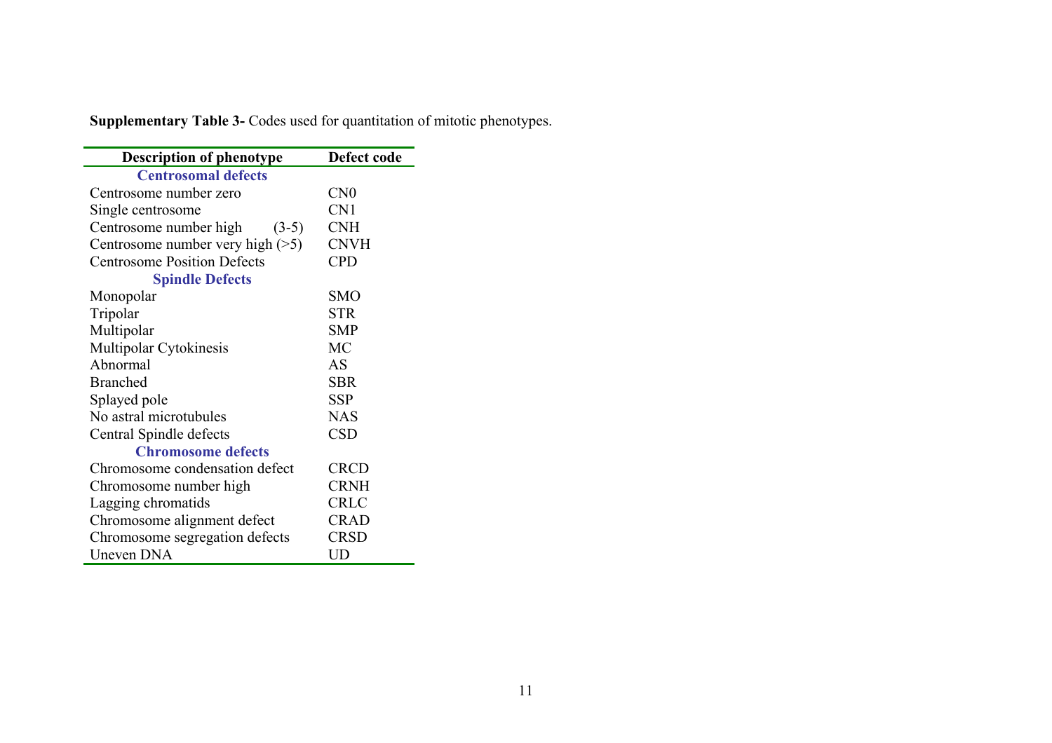**Supplementary Table 3-** Codes used for quantitation of mitotic phenotypes.

| Description of phenotype | Defect code |
|---|---|
| **Centrosomal defects** | |
| Centrosome number zero | CN0 |
| Single centrosome | CN1 |
| Centrosome number high (3-5) | CNH |
| Centrosome number very high (>5) | CNVH |
| Centrosome Position Defects | CPD |
| **Spindle Defects** | |
| Monopolar | SMO |
| Tripolar | STR |
| Multipolar | SMP |
| Multipolar Cytokinesis | MC |
| Abnormal | AS |
| Branched | SBR |
| Splayed pole | SSP |
| No astral microtubules | NAS |
| Central Spindle defects | CSD |
| **Chromosome defects** | |
| Chromosome condensation defect | CRCD |
| Chromosome number high | CRNH |
| Lagging chromatids | CRLC |
| Chromosome alignment defect | CRAD |
| Chromosome segregation defects | CRSD |
| Uneven DNA | UD |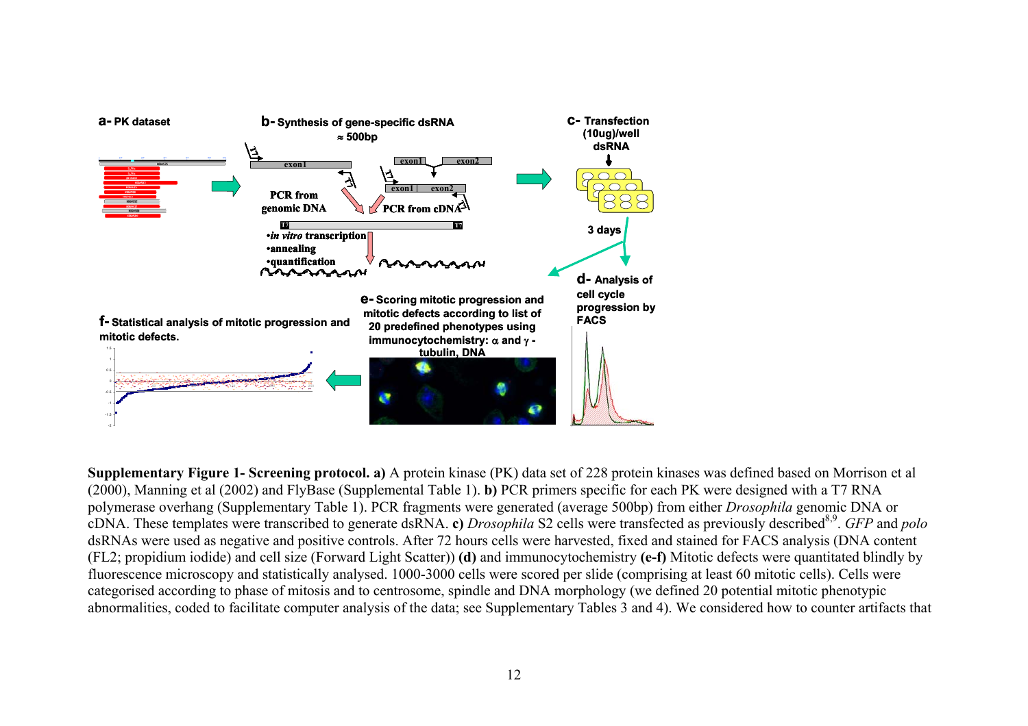**Supplementary Figure 1- Screening protocol. a)** A protein kinase (PK) data set of 228 protein kinases was defined based on Morrison et al (2000), Manning et al (2002) and FlyBase (Supplemental Table 1). **b)** PCR primers specific for each PK were designed with a T7 RNA polymerase overhang (Supplementary Table 1). PCR fragments were generated (average 500bp) from either *Drosophila* genomic DNA or cDNA. These templates were transcribed to generate dsRNA. **c)** *Drosophila* S2 cells were transfected as previously described[8,9]. *GFP* and *polo* dsRNAs were used as negative and positive controls. After 72 hours cells were harvested, fixed and stained for FACS analysis (DNA content (FL2; propidium iodide) and cell size (Forward Light Scatter)) **(d)** and immunocytochemistry **(e-f)** Mitotic defects were quantitated blindly by fluorescence microscopy and statistically analysed. 1000-3000 cells were scored per slide (comprising at least 60 mitotic cells). Cells were categorised according to phase of mitosis and to centrosome, spindle and DNA morphology (we defined 20 potential mitotic phenotypic abnormalities, coded to facilitate computer analysis of the data; see Supplementary Tables 3 and 4). We considered how to counter artifacts that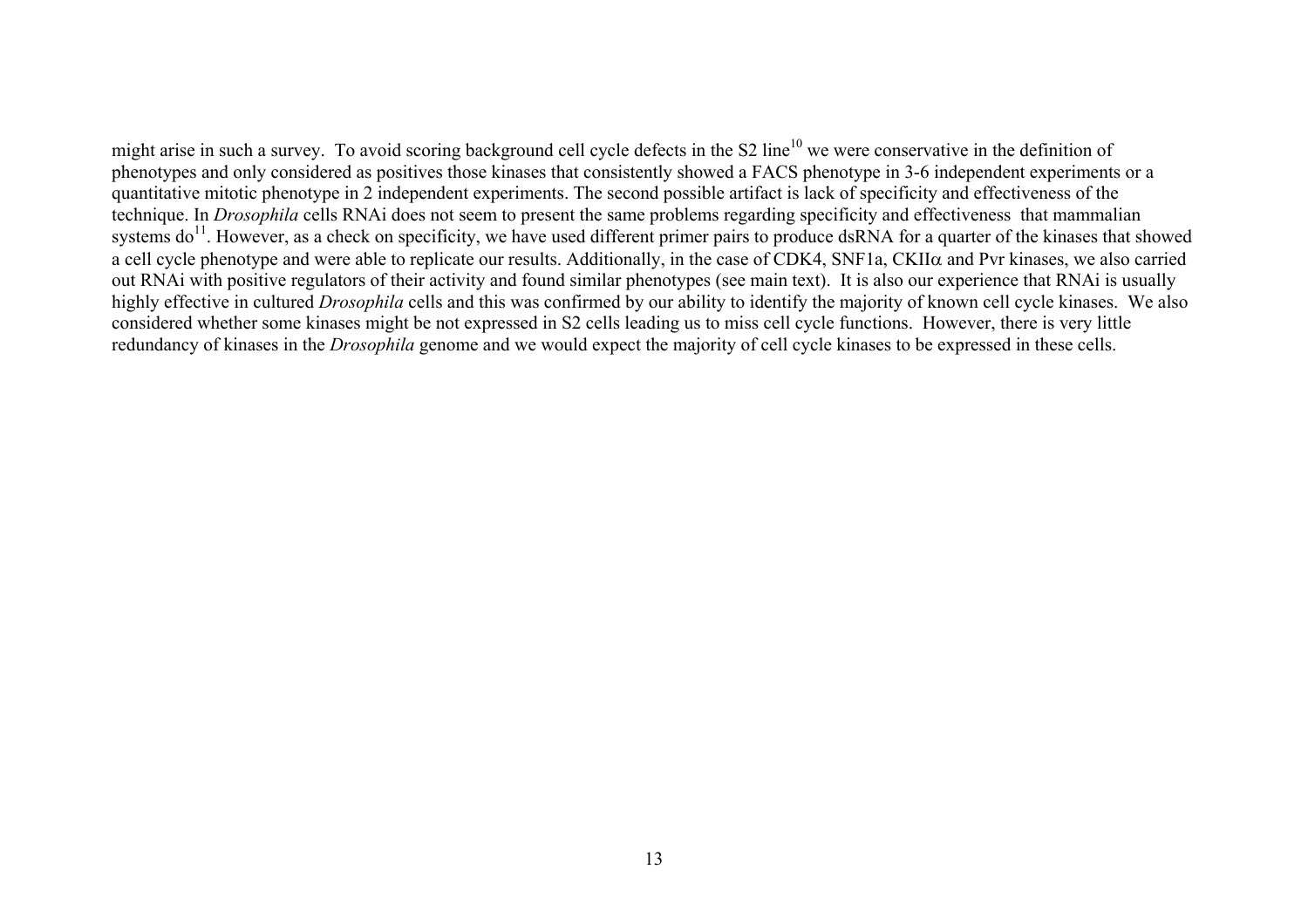might arise in such a survey. To avoid scoring background cell cycle defects in the S2 line[10] we were conservative in the definition of phenotypes and only considered as positives those kinases that consistently showed a FACS phenotype in 3-6 independent experiments or a quantitative mitotic phenotype in 2 independent experiments. The second possible artifact is lack of specificity and effectiveness of the technique. In *Drosophila* cells RNAi does not seem to present the same problems regarding specificity and effectiveness that mammalian systems do[11]. However, as a check on specificity, we have used different primer pairs to produce dsRNA for a quarter of the kinases that showed a cell cycle phenotype and were able to replicate our results. Additionally, in the case of CDK4, SNF1a, CKIIα and Pvr kinases, we also carried out RNAi with positive regulators of their activity and found similar phenotypes (see main text). It is also our experience that RNAi is usually highly effective in cultured *Drosophila* cells and this was confirmed by our ability to identify the majority of known cell cycle kinases. We also considered whether some kinases might be not expressed in S2 cells leading us to miss cell cycle functions. However, there is very little redundancy of kinases in the *Drosophila* genome and we would expect the majority of cell cycle kinases to be expressed in these cells.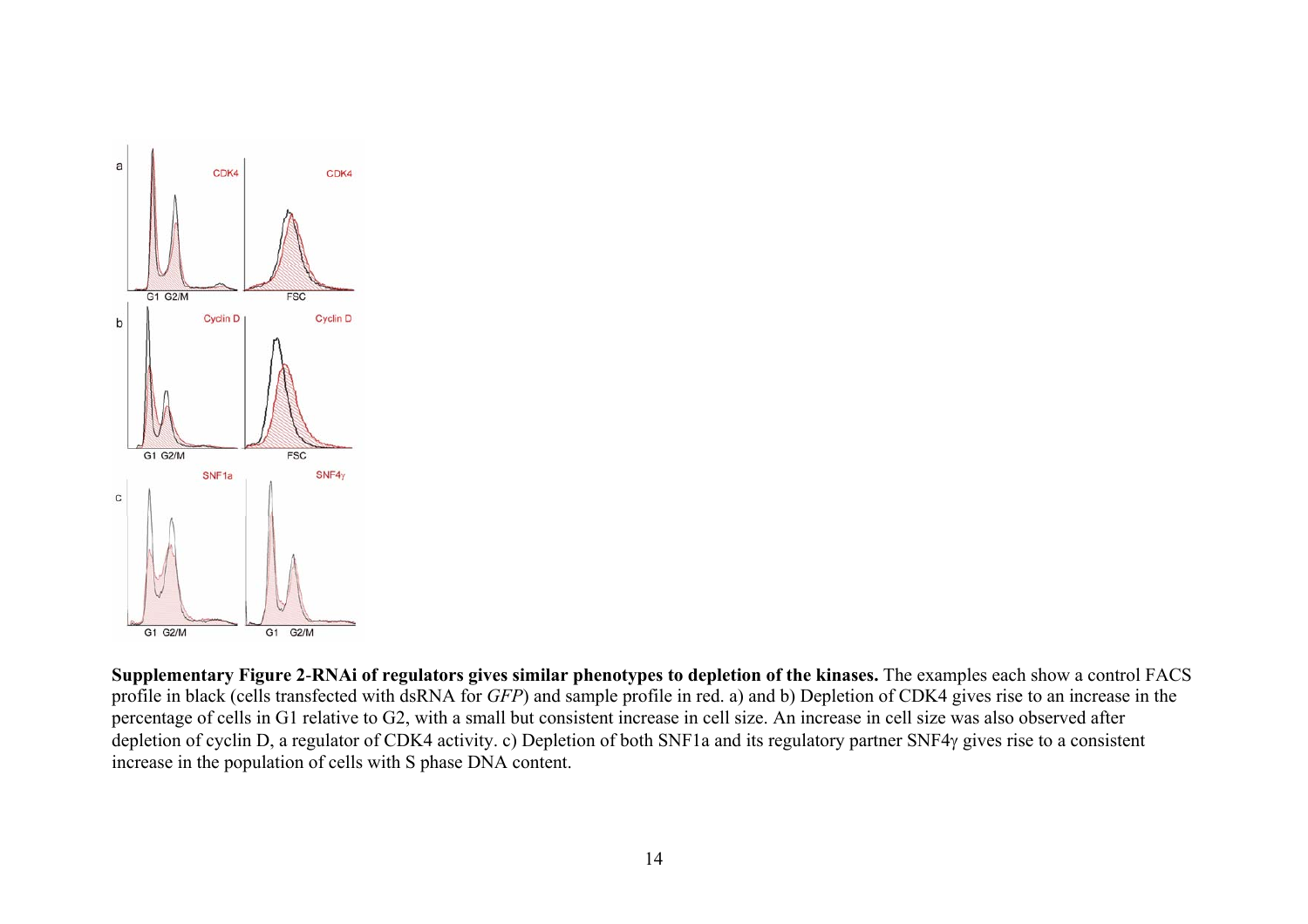**Supplementary Figure 2-RNAi of regulators gives similar phenotypes to depletion of the kinases.** The examples each show a control FACS profile in black (cells transfected with dsRNA for *GFP*) and sample profile in red. a) and b) Depletion of CDK4 gives rise to an increase in the percentage of cells in G1 relative to G2, with a small but consistent increase in cell size. An increase in cell size was also observed after depletion of cyclin D, a regulator of CDK4 activity. c) Depletion of both SNF1a and its regulatory partner SNF4γ gives rise to a consistent increase in the population of cells with S phase DNA content.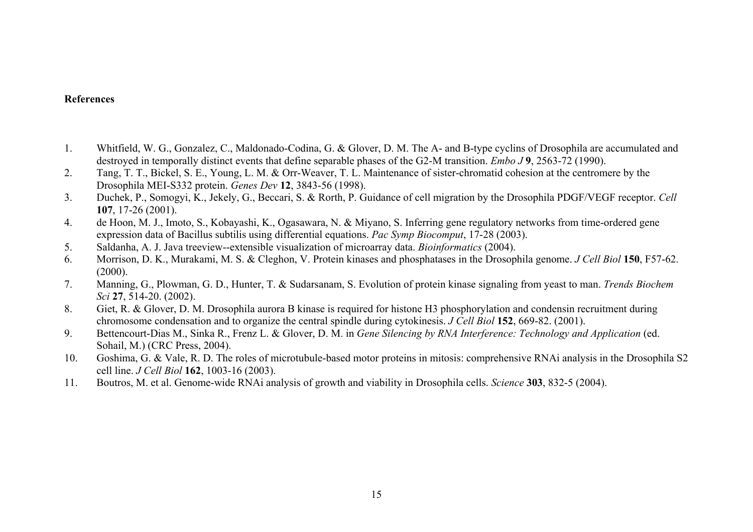**References**

1. Whitfield, W. G., Gonzalez, C., Maldonado-Codina, G. & Glover, D. M. The A- and B-type cyclins of Drosophila are accumulated and destroyed in temporally distinct events that define separable phases of the G2-M transition. *Embo J* **9**, 2563-72 (1990).
2. Tang, T. T., Bickel, S. E., Young, L. M. & Orr-Weaver, T. L. Maintenance of sister-chromatid cohesion at the centromere by the Drosophila MEI-S332 protein. *Genes Dev* **12**, 3843-56 (1998).
3. Duchek, P., Somogyi, K., Jekely, G., Beccari, S. & Rorth, P. Guidance of cell migration by the Drosophila PDGF/VEGF receptor. *Cell* **107**, 17-26 (2001).
4. de Hoon, M. J., Imoto, S., Kobayashi, K., Ogasawara, N. & Miyano, S. Inferring gene regulatory networks from time-ordered gene expression data of Bacillus subtilis using differential equations. *Pac Symp Biocomput*, 17-28 (2003).
5. Saldanha, A. J. Java treeview--extensible visualization of microarray data. *Bioinformatics* (2004).
6. Morrison, D. K., Murakami, M. S. & Cleghon, V. Protein kinases and phosphatases in the Drosophila genome. *J Cell Biol* **150**, F57-62. (2000).
7. Manning, G., Plowman, G. D., Hunter, T. & Sudarsanam, S. Evolution of protein kinase signaling from yeast to man. *Trends Biochem Sci* **27**, 514-20. (2002).
8. Giet, R. & Glover, D. M. Drosophila aurora B kinase is required for histone H3 phosphorylation and condensin recruitment during chromosome condensation and to organize the central spindle during cytokinesis. *J Cell Biol* **152**, 669-82. (2001).
9. Bettencourt-Dias M., Sinka R., Frenz L. & Glover, D. M. in *Gene Silencing by RNA Interference: Technology and Application* (ed. Sohail, M.) (CRC Press, 2004).
10. Goshima, G. & Vale, R. D. The roles of microtubule-based motor proteins in mitosis: comprehensive RNAi analysis in the Drosophila S2 cell line. *J Cell Biol* **162**, 1003-16 (2003).
11. Boutros, M. et al. Genome-wide RNAi analysis of growth and viability in Drosophila cells. *Science* **303**, 832-5 (2004).